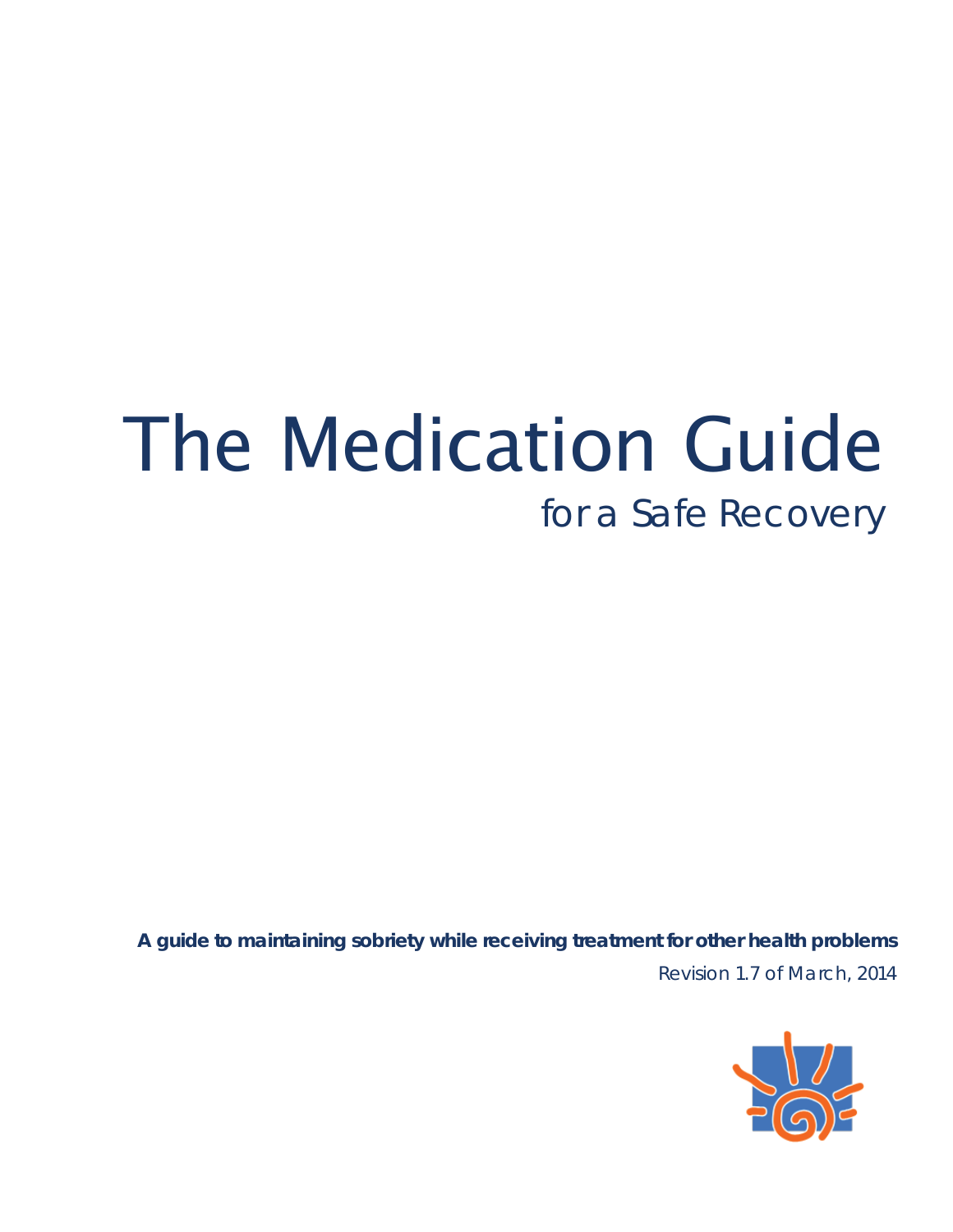# The Medication Guide

## for a Safe Recovery

**A guide to maintaining sobriety while receiving treatment for other health problems**

Revision 1.7 of March, 2014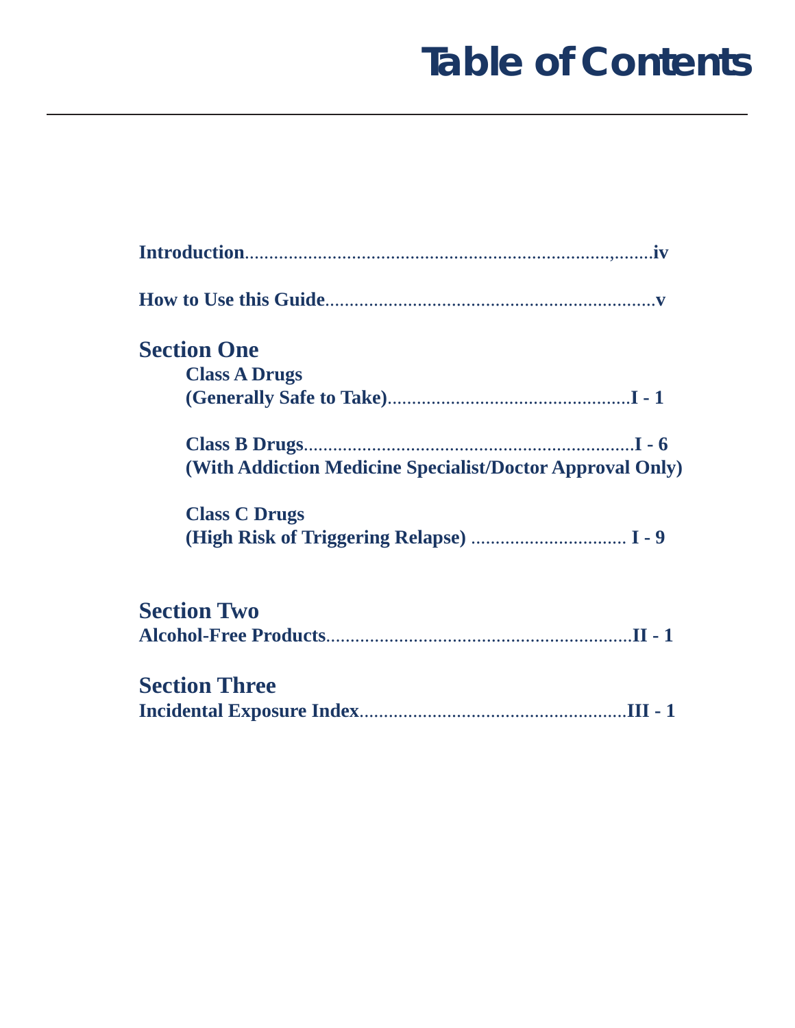# Table of Contents

**Introduction**......................................................................,........**iv**

**How to Use this Guide**.....................................................................**v**

## Section One

**Class A Drugs**
**(Generally Safe to Take)**..................................................**I - 1**

**Class B Drugs**....................................................................**I - 6**
**(With Addiction Medicine Specialist/Doctor Approval Only)**

**Class C Drugs**
**(High Risk of Triggering Relapse)** ................................ **I - 9**

## Section Two

**Alcohol-Free Products**...............................................................**II - 1**

## Section Three

**Incidental Exposure Index**.......................................................**III - 1**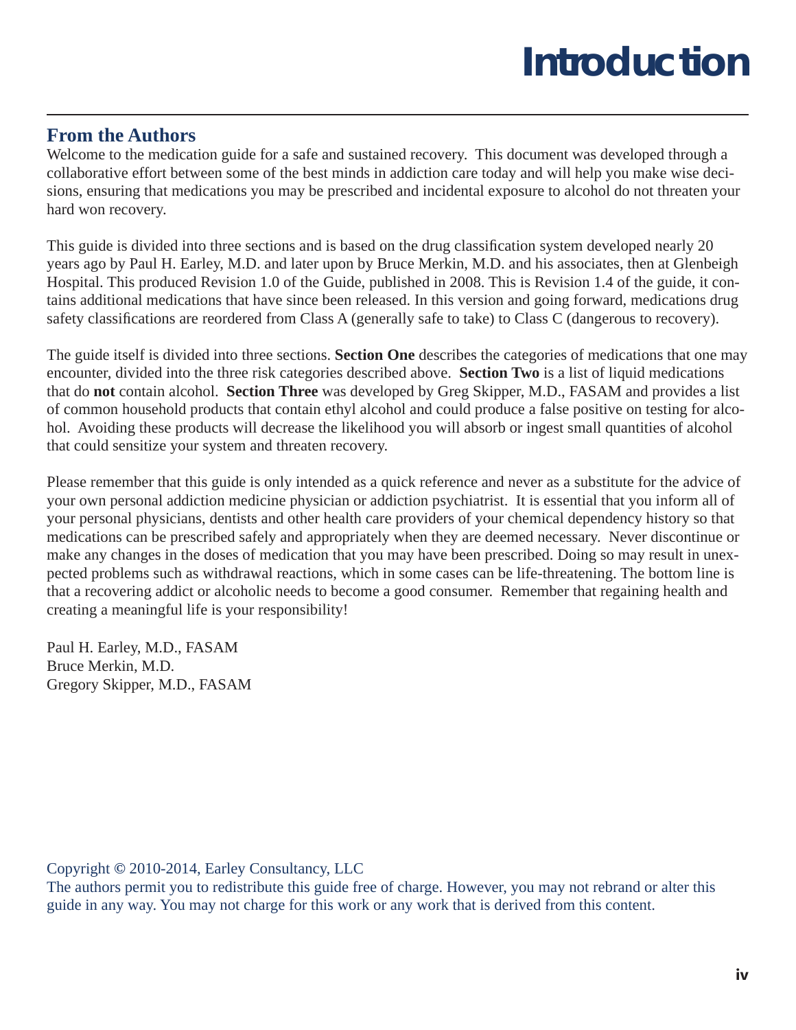# Introduction

## From the Authors

Welcome to the medication guide for a safe and sustained recovery. This document was developed through a collaborative effort between some of the best minds in addiction care today and will help you make wise decisions, ensuring that medications you may be prescribed and incidental exposure to alcohol do not threaten your hard won recovery.

This guide is divided into three sections and is based on the drug classification system developed nearly 20 years ago by Paul H. Earley, M.D. and later upon by Bruce Merkin, M.D. and his associates, then at Glenbeigh Hospital. This produced Revision 1.0 of the Guide, published in 2008. This is Revision 1.4 of the guide, it contains additional medications that have since been released. In this version and going forward, medications drug safety classifications are reordered from Class A (generally safe to take) to Class C (dangerous to recovery).

The guide itself is divided into three sections. **Section One** describes the categories of medications that one may encounter, divided into the three risk categories described above. **Section Two** is a list of liquid medications that do **not** contain alcohol. **Section Three** was developed by Greg Skipper, M.D., FASAM and provides a list of common household products that contain ethyl alcohol and could produce a false positive on testing for alcohol. Avoiding these products will decrease the likelihood you will absorb or ingest small quantities of alcohol that could sensitize your system and threaten recovery.

Please remember that this guide is only intended as a quick reference and never as a substitute for the advice of your own personal addiction medicine physician or addiction psychiatrist. It is essential that you inform all of your personal physicians, dentists and other health care providers of your chemical dependency history so that medications can be prescribed safely and appropriately when they are deemed necessary. Never discontinue or make any changes in the doses of medication that you may have been prescribed. Doing so may result in unexpected problems such as withdrawal reactions, which in some cases can be life-threatening. The bottom line is that a recovering addict or alcoholic needs to become a good consumer. Remember that regaining health and creating a meaningful life is your responsibility!

Paul H. Earley, M.D., FASAM
Bruce Merkin, M.D.
Gregory Skipper, M.D., FASAM

Copyright © 2010-2014, Earley Consultancy, LLC
The authors permit you to redistribute this guide free of charge. However, you may not rebrand or alter this guide in any way. You may not charge for this work or any work that is derived from this content.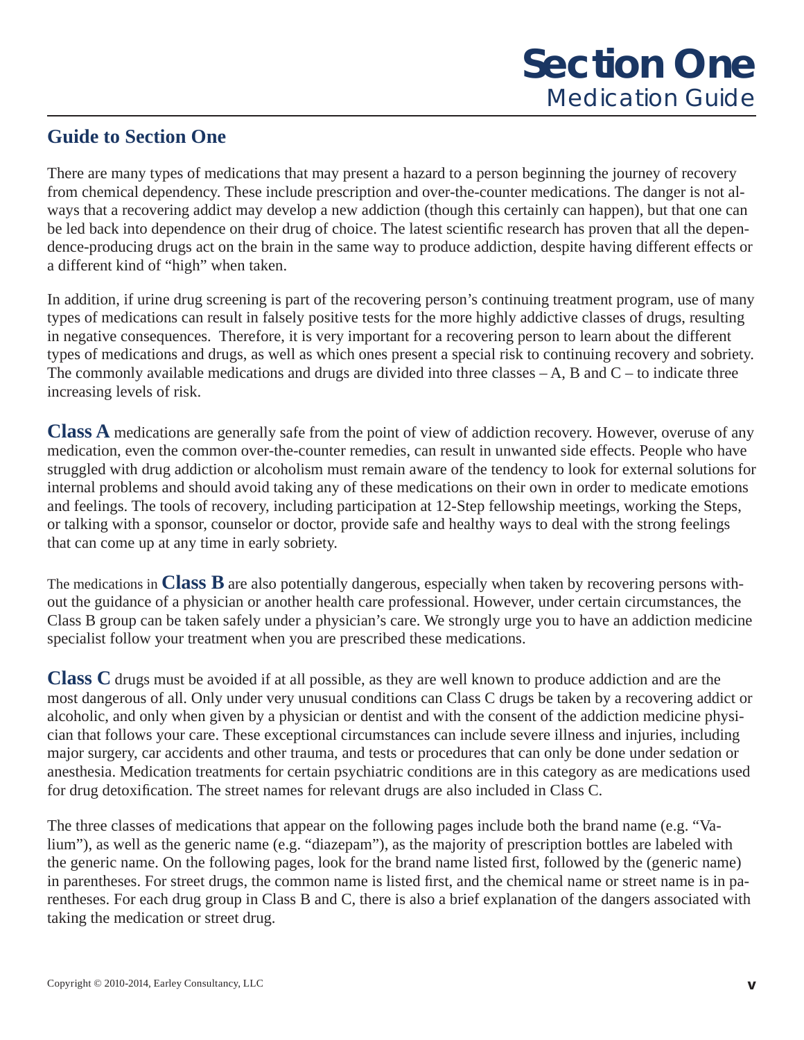# Section One
## Medication Guide

## Guide to Section One

There are many types of medications that may present a hazard to a person beginning the journey of recovery from chemical dependency. These include prescription and over-the-counter medications. The danger is not always that a recovering addict may develop a new addiction (though this certainly can happen), but that one can be led back into dependence on their drug of choice. The latest scientific research has proven that all the dependence-producing drugs act on the brain in the same way to produce addiction, despite having different effects or a different kind of "high" when taken.

In addition, if urine drug screening is part of the recovering person's continuing treatment program, use of many types of medications can result in falsely positive tests for the more highly addictive classes of drugs, resulting in negative consequences. Therefore, it is very important for a recovering person to learn about the different types of medications and drugs, as well as which ones present a special risk to continuing recovery and sobriety. The commonly available medications and drugs are divided into three classes – A, B and C – to indicate three increasing levels of risk.

**Class A** medications are generally safe from the point of view of addiction recovery. However, overuse of any medication, even the common over-the-counter remedies, can result in unwanted side effects. People who have struggled with drug addiction or alcoholism must remain aware of the tendency to look for external solutions for internal problems and should avoid taking any of these medications on their own in order to medicate emotions and feelings. The tools of recovery, including participation at 12-Step fellowship meetings, working the Steps, or talking with a sponsor, counselor or doctor, provide safe and healthy ways to deal with the strong feelings that can come up at any time in early sobriety.

The medications in **Class B** are also potentially dangerous, especially when taken by recovering persons without the guidance of a physician or another health care professional. However, under certain circumstances, the Class B group can be taken safely under a physician's care. We strongly urge you to have an addiction medicine specialist follow your treatment when you are prescribed these medications.

**Class C** drugs must be avoided if at all possible, as they are well known to produce addiction and are the most dangerous of all. Only under very unusual conditions can Class C drugs be taken by a recovering addict or alcoholic, and only when given by a physician or dentist and with the consent of the addiction medicine physician that follows your care. These exceptional circumstances can include severe illness and injuries, including major surgery, car accidents and other trauma, and tests or procedures that can only be done under sedation or anesthesia. Medication treatments for certain psychiatric conditions are in this category as are medications used for drug detoxification. The street names for relevant drugs are also included in Class C.

The three classes of medications that appear on the following pages include both the brand name (e.g. "Valium"), as well as the generic name (e.g. "diazepam"), as the majority of prescription bottles are labeled with the generic name. On the following pages, look for the brand name listed first, followed by the (generic name) in parentheses. For street drugs, the common name is listed first, and the chemical name or street name is in parentheses. For each drug group in Class B and C, there is also a brief explanation of the dangers associated with taking the medication or street drug.

Copyright © 2010-2014, Earley Consultancy, LLC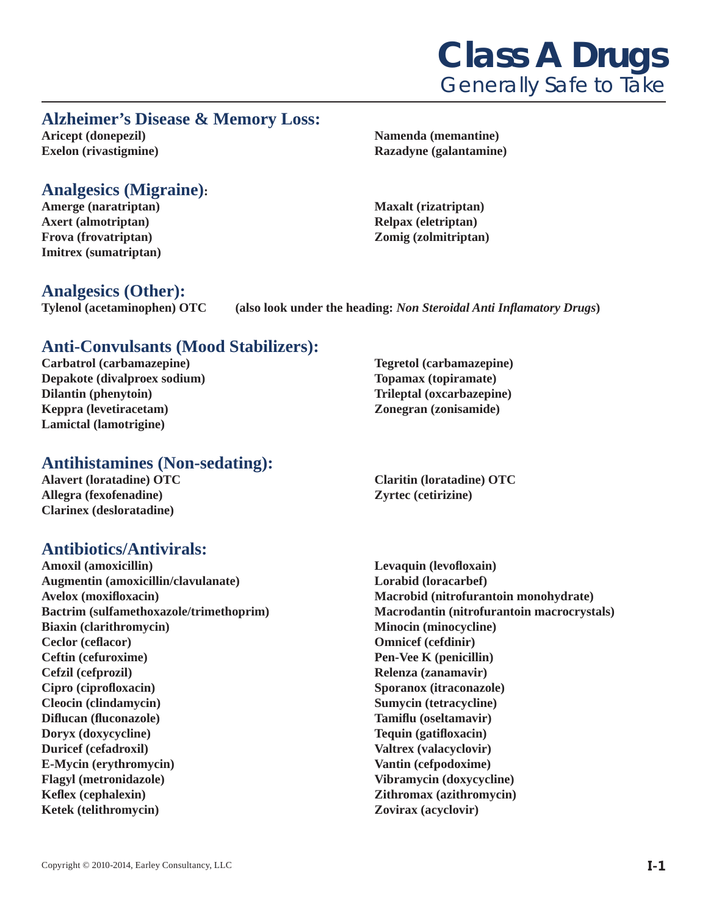# Class A Drugs
## Generally Safe to Take

### Alzheimer's Disease & Memory Loss:

**Aricept (donepezil)**
**Exelon (rivastigmine)**
**Namenda (memantine)**
**Razadyne (galantamine)**

### Analgesics (Migraine):

**Amerge (naratriptan)**
**Axert (almotriptan)**
**Frova (frovatriptan)**
**Imitrex (sumatriptan)**
**Maxalt (rizatriptan)**
**Relpax (eletriptan)**
**Zomig (zolmitriptan)**

### Analgesics (Other):

**Tylenol (acetaminophen) OTC** **(also look under the heading: *Non Steroidal Anti Inflamatory Drugs*)**

### Anti-Convulsants (Mood Stabilizers):

**Carbatrol (carbamazepine)**
**Depakote (divalproex sodium)**
**Dilantin (phenytoin)**
**Keppra (levetiracetam)**
**Lamictal (lamotrigine)**
**Tegretol (carbamazepine)**
**Topamax (topiramate)**
**Trileptal (oxcarbazepine)**
**Zonegran (zonisamide)**

### Antihistamines (Non-sedating):

**Alavert (loratadine) OTC**
**Allegra (fexofenadine)**
**Clarinex (desloratadine)**
**Claritin (loratadine) OTC**
**Zyrtec (cetirizine)**

### Antibiotics/Antivirals:

**Amoxil (amoxicillin)**
**Augmentin (amoxicillin/clavulanate)**
**Avelox (moxifloxacin)**
**Bactrim (sulfamethoxazole/trimethoprim)**
**Biaxin (clarithromycin)**
**Ceclor (ceflacor)**
**Ceftin (cefuroxime)**
**Cefzil (cefprozil)**
**Cipro (ciprofloxacin)**
**Cleocin (clindamycin)**
**Diflucan (fluconazole)**
**Doryx (doxycycline)**
**Duricef (cefadroxil)**
**E-Mycin (erythromycin)**
**Flagyl (metronidazole)**
**Keflex (cephalexin)**
**Ketek (telithromycin)**
**Levaquin (levofloxain)**
**Lorabid (loracarbef)**
**Macrobid (nitrofurantoin monohydrate)**
**Macrodantin (nitrofurantoin macrocrystals)**
**Minocin (minocycline)**
**Omnicef (cefdinir)**
**Pen-Vee K (penicillin)**
**Relenza (zanamavir)**
**Sporanox (itraconazole)**
**Sumycin (tetracycline)**
**Tamiflu (oseltamavir)**
**Tequin (gatifloxacin)**
**Valtrex (valacyclovir)**
**Vantin (cefpodoxime)**
**Vibramycin (doxycycline)**
**Zithromax (azithromycin)**
**Zovirax (acyclovir)**

Copyright © 2010-2014, Earley Consultancy, LLC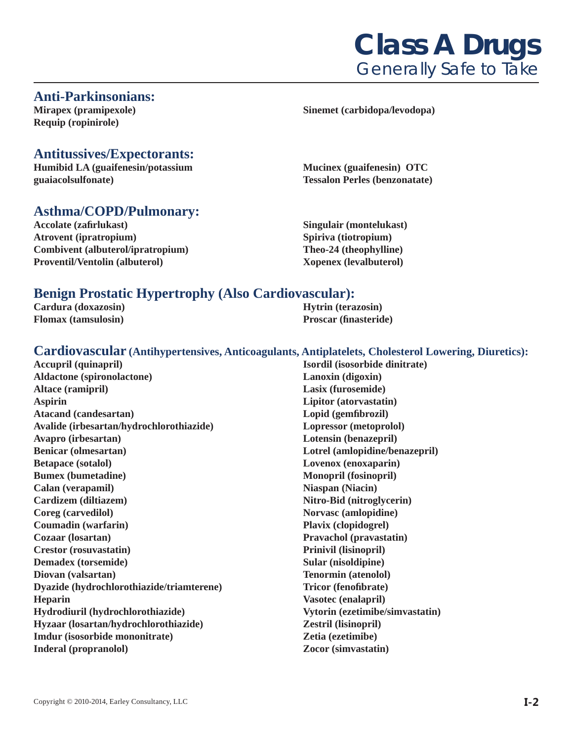# Class A Drugs
## Generally Safe to Take

### Anti-Parkinsonians:

**Mirapex (pramipexole)**
**Requip (ropinirole)**
**Sinemet (carbidopa/levodopa)**

### Antitussives/Expectorants:

**Humibid LA (guaifenesin/potassium guaiacolsulfonate)**
**Mucinex (guaifenesin) OTC**
**Tessalon Perles (benzonatate)**

### Asthma/COPD/Pulmonary:

**Accolate (zafirlukast)**
**Atrovent (ipratropium)**
**Combivent (albuterol/ipratropium)**
**Proventil/Ventolin (albuterol)**
**Singulair (montelukast)**
**Spiriva (tiotropium)**
**Theo-24 (theophylline)**
**Xopenex (levalbuterol)**

### Benign Prostatic Hypertrophy (Also Cardiovascular):

**Cardura (doxazosin)**
**Flomax (tamsulosin)**
**Hytrin (terazosin)**
**Proscar (finasteride)**

### Cardiovascular (Antihypertensives, Anticoagulants, Antiplatelets, Cholesterol Lowering, Diuretics):

**Accupril (quinapril)**
**Aldactone (spironolactone)**
**Altace (ramipril)**
**Aspirin**
**Atacand (candesartan)**
**Avalide (irbesartan/hydrochlorothiazide)**
**Avapro (irbesartan)**
**Benicar (olmesartan)**
**Betapace (sotalol)**
**Bumex (bumetadine)**
**Calan (verapamil)**
**Cardizem (diltiazem)**
**Coreg (carvedilol)**
**Coumadin (warfarin)**
**Cozaar (losartan)**
**Crestor (rosuvastatin)**
**Demadex (torsemide)**
**Diovan (valsartan)**
**Dyazide (hydrochlorothiazide/triamterene)**
**Heparin**
**Hydrodiuril (hydrochlorothiazide)**
**Hyzaar (losartan/hydrochlorothiazide)**
**Imdur (isosorbide mononitrate)**
**Inderal (propranolol)**
**Isordil (isosorbide dinitrate)**
**Lanoxin (digoxin)**
**Lasix (furosemide)**
**Lipitor (atorvastatin)**
**Lopid (gemfibrozil)**
**Lopressor (metoprolol)**
**Lotensin (benazepril)**
**Lotrel (amlopidine/benazepril)**
**Lovenox (enoxaparin)**
**Monopril (fosinopril)**
**Niaspan (Niacin)**
**Nitro-Bid (nitroglycerin)**
**Norvasc (amlopidine)**
**Plavix (clopidogrel)**
**Pravachol (pravastatin)**
**Prinivil (lisinopril)**
**Sular (nisoldipine)**
**Tenormin (atenolol)**
**Tricor (fenofibrate)**
**Vasotec (enalapril)**
**Vytorin (ezetimibe/simvastatin)**
**Zestril (lisinopril)**
**Zetia (ezetimibe)**
**Zocor (simvastatin)**

Copyright © 2010-2014, Earley Consultancy, LLC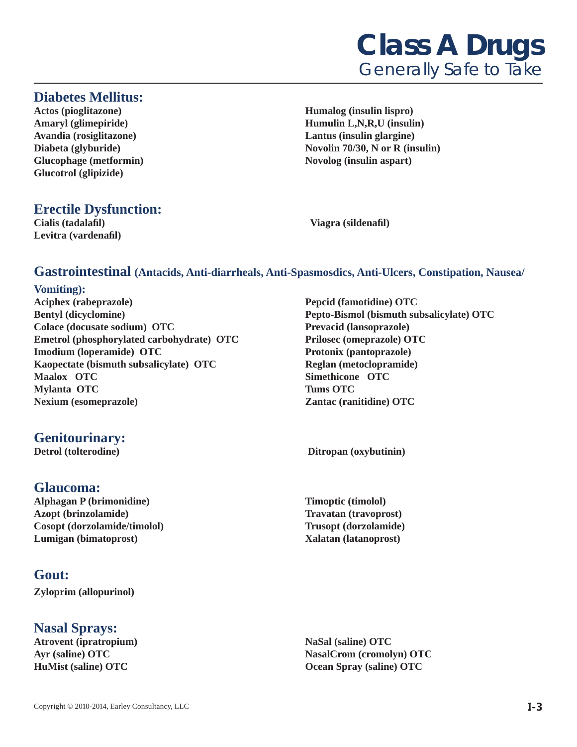# Class A Drugs

## Generally Safe to Take

## Diabetes Mellitus:

**Actos (pioglitazone)**
**Amaryl (glimepiride)**
**Avandia (rosiglitazone)**
**Diabeta (glyburide)**
**Glucophage (metformin)**
**Glucotrol (glipizide)**
**Humalog (insulin lispro)**
**Humulin L,N,R,U (insulin)**
**Lantus (insulin glargine)**
**Novolin 70/30, N or R (insulin)**
**Novolog (insulin aspart)**

## Erectile Dysfunction:

**Cialis (tadalafil)**
**Levitra (vardenafil)**
**Viagra (sildenafil)**

## Gastrointestinal (Antacids, Anti-diarrheals, Anti-Spasmosdics, Anti-Ulcers, Constipation, Nausea/Vomiting):

**Aciphex (rabeprazole)**
**Bentyl (dicyclomine)**
**Colace (docusate sodium) OTC**
**Emetrol (phosphorylated carbohydrate) OTC**
**Imodium (loperamide) OTC**
**Kaopectate (bismuth subsalicylate) OTC**
**Maalox OTC**
**Mylanta OTC**
**Nexium (esomeprazole)**
**Pepcid (famotidine) OTC**
**Pepto-Bismol (bismuth subsalicylate) OTC**
**Prevacid (lansoprazole)**
**Prilosec (omeprazole) OTC**
**Protonix (pantoprazole)**
**Reglan (metoclopramide)**
**Simethicone OTC**
**Tums OTC**
**Zantac (ranitidine) OTC**

## Genitourinary:

**Detrol (tolterodine)**
**Ditropan (oxybutinin)**

## Glaucoma:

**Alphagan P (brimonidine)**
**Azopt (brinzolamide)**
**Cosopt (dorzolamide/timolol)**
**Lumigan (bimatoprost)**
**Timoptic (timolol)**
**Travatan (travoprost)**
**Trusopt (dorzolamide)**
**Xalatan (latanoprost)**

## Gout:

**Zyloprim (allopurinol)**

## Nasal Sprays:

**Atrovent (ipratropium)**
**Ayr (saline) OTC**
**HuMist (saline) OTC**
**NaSal (saline) OTC**
**NasalCrom (cromolyn) OTC**
**Ocean Spray (saline) OTC**

Copyright © 2010-2014, Earley Consultancy, LLC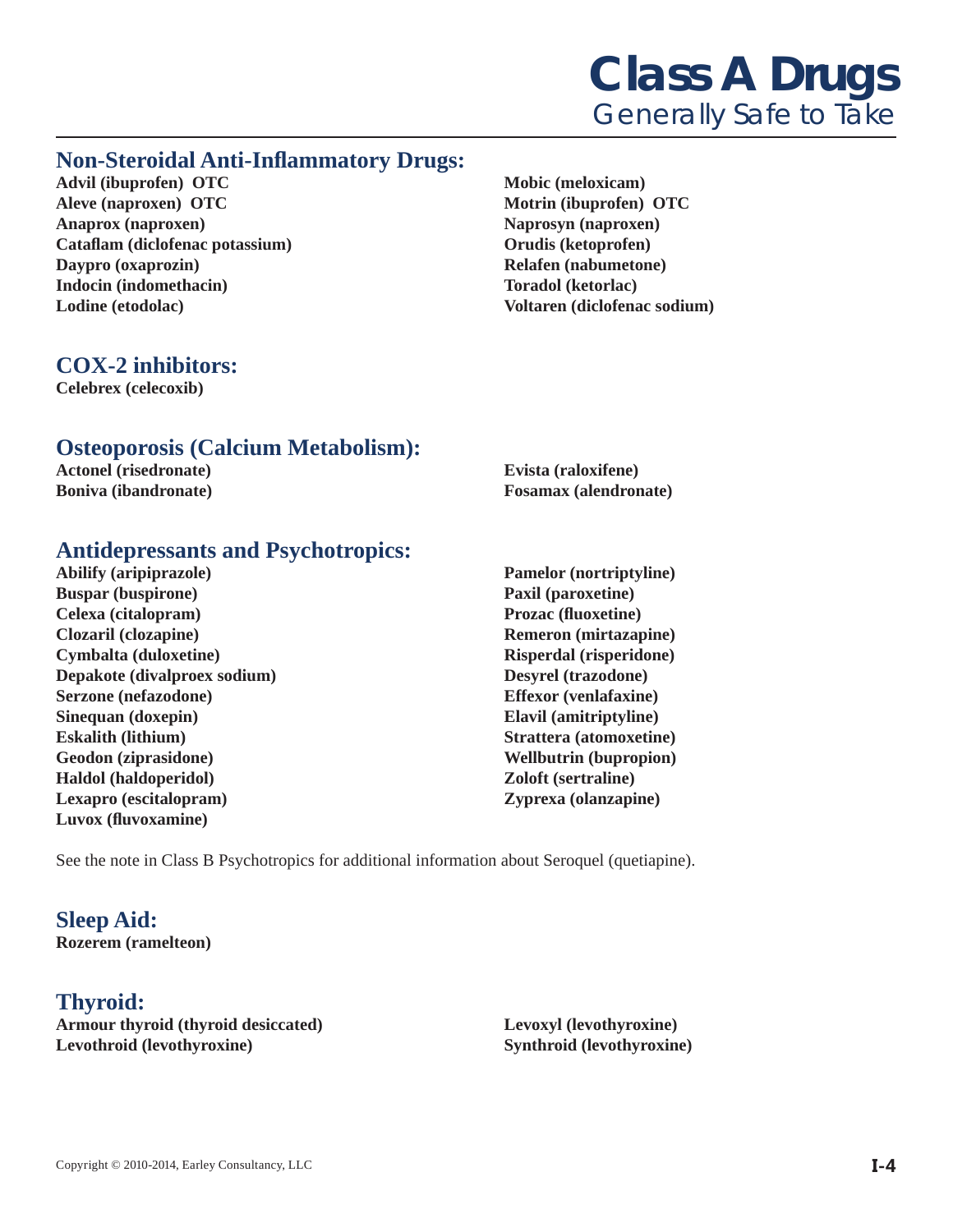# Class A Drugs

*Generally Safe to Take*

## Non-Steroidal Anti-Inflammatory Drugs:

**Advil (ibuprofen) OTC**
**Aleve (naproxen) OTC**
**Anaprox (naproxen)**
**Cataflam (diclofenac potassium)**
**Daypro (oxaprozin)**
**Indocin (indomethacin)**
**Lodine (etodolac)**
**Mobic (meloxicam)**
**Motrin (ibuprofen) OTC**
**Naprosyn (naproxen)**
**Orudis (ketoprofen)**
**Relafen (nabumetone)**
**Toradol (ketorlac)**
**Voltaren (diclofenac sodium)**

## COX-2 inhibitors:

**Celebrex (celecoxib)**

## Osteoporosis (Calcium Metabolism):

**Actonel (risedronate)**
**Boniva (ibandronate)**
**Evista (raloxifene)**
**Fosamax (alendronate)**

## Antidepressants and Psychotropics:

**Abilify (aripiprazole)**
**Buspar (buspirone)**
**Celexa (citalopram)**
**Clozaril (clozapine)**
**Cymbalta (duloxetine)**
**Depakote (divalproex sodium)**
**Serzone (nefazodone)**
**Sinequan (doxepin)**
**Eskalith (lithium)**
**Geodon (ziprasidone)**
**Haldol (haldoperidol)**
**Lexapro (escitalopram)**
**Luvox (fluvoxamine)**
**Pamelor (nortriptyline)**
**Paxil (paroxetine)**
**Prozac (fluoxetine)**
**Remeron (mirtazapine)**
**Risperdal (risperidone)**
**Desyrel (trazodone)**
**Effexor (venlafaxine)**
**Elavil (amitriptyline)**
**Strattera (atomoxetine)**
**Wellbutrin (bupropion)**
**Zoloft (sertraline)**
**Zyprexa (olanzapine)**

See the note in Class B Psychotropics for additional information about Seroquel (quetiapine).

## Sleep Aid:

**Rozerem (ramelteon)**

## Thyroid:

**Armour thyroid (thyroid desiccated)**
**Levothroid (levothyroxine)**
**Levoxyl (levothyroxine)**
**Synthroid (levothyroxine)**

Copyright © 2010-2014, Earley Consultancy, LLC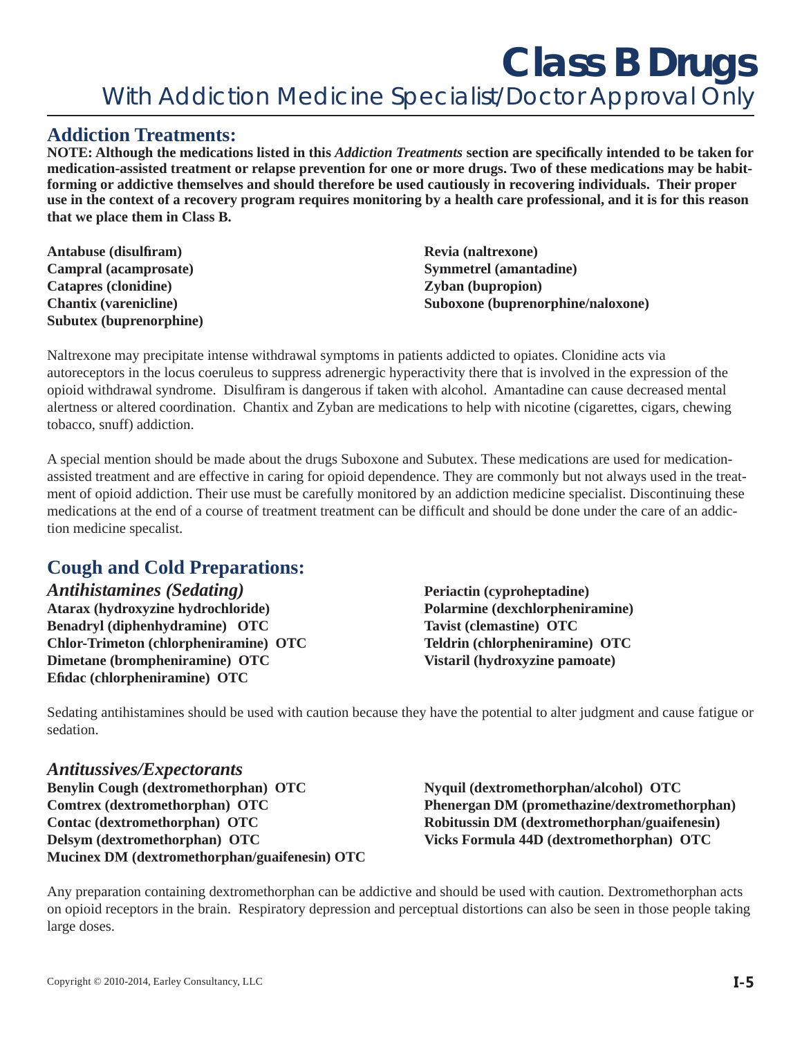# Class B Drugs

## With Addiction Medicine Specialist/Doctor Approval Only

## Addiction Treatments:

**NOTE: Although the medications listed in this *Addiction Treatments* section are specifically intended to be taken for medication-assisted treatment or relapse prevention for one or more drugs. Two of these medications may be habit-forming or addictive themselves and should therefore be used cautiously in recovering individuals. Their proper use in the context of a recovery program requires monitoring by a health care professional, and it is for this reason that we place them in Class B.**

**Antabuse (disulfiram)**
**Campral (acamprosate)**
**Catapres (clonidine)**
**Chantix (varenicline)**
**Subutex (buprenorphine)**
**Revia (naltrexone)**
**Symmetrel (amantadine)**
**Zyban (bupropion)**
**Suboxone (buprenorphine/naloxone)**

Naltrexone may precipitate intense withdrawal symptoms in patients addicted to opiates. Clonidine acts via autoreceptors in the locus coeruleus to suppress adrenergic hyperactivity there that is involved in the expression of the opioid withdrawal syndrome. Disulfiram is dangerous if taken with alcohol. Amantadine can cause decreased mental alertness or altered coordination. Chantix and Zyban are medications to help with nicotine (cigarettes, cigars, chewing tobacco, snuff) addiction.

A special mention should be made about the drugs Suboxone and Subutex. These medications are used for medication-assisted treatment and are effective in caring for opioid dependence. They are commonly but not always used in the treatment of opioid addiction. Their use must be carefully monitored by an addiction medicine specialist. Discontinuing these medications at the end of a course of treatment treatment can be difficult and should be done under the care of an addiction medicine specalist.

## Cough and Cold Preparations:

### *Antihistamines (Sedating)*

**Atarax (hydroxyzine hydrochloride)**
**Benadryl (diphenhydramine) OTC**
**Chlor-Trimeton (chlorpheniramine) OTC**
**Dimetane (brompheniramine) OTC**
**Efidac (chlorpheniramine) OTC**
**Periactin (cyproheptadine)**
**Polarmine (dexchlorpheniramine)**
**Tavist (clemastine) OTC**
**Teldrin (chlorpheniramine) OTC**
**Vistaril (hydroxyzine pamoate)**

Sedating antihistamines should be used with caution because they have the potential to alter judgment and cause fatigue or sedation.

### *Antitussives/Expectorants*

**Benylin Cough (dextromethorphan) OTC**
**Comtrex (dextromethorphan) OTC**
**Contac (dextromethorphan) OTC**
**Delsym (dextromethorphan) OTC**
**Mucinex DM (dextromethorphan/guaifenesin) OTC**
**Nyquil (dextromethorphan/alcohol) OTC**
**Phenergan DM (promethazine/dextromethorphan)**
**Robitussin DM (dextromethorphan/guaifenesin)**
**Vicks Formula 44D (dextromethorphan) OTC**

Any preparation containing dextromethorphan can be addictive and should be used with caution. Dextromethorphan acts on opioid receptors in the brain. Respiratory depression and perceptual distortions can also be seen in those people taking large doses.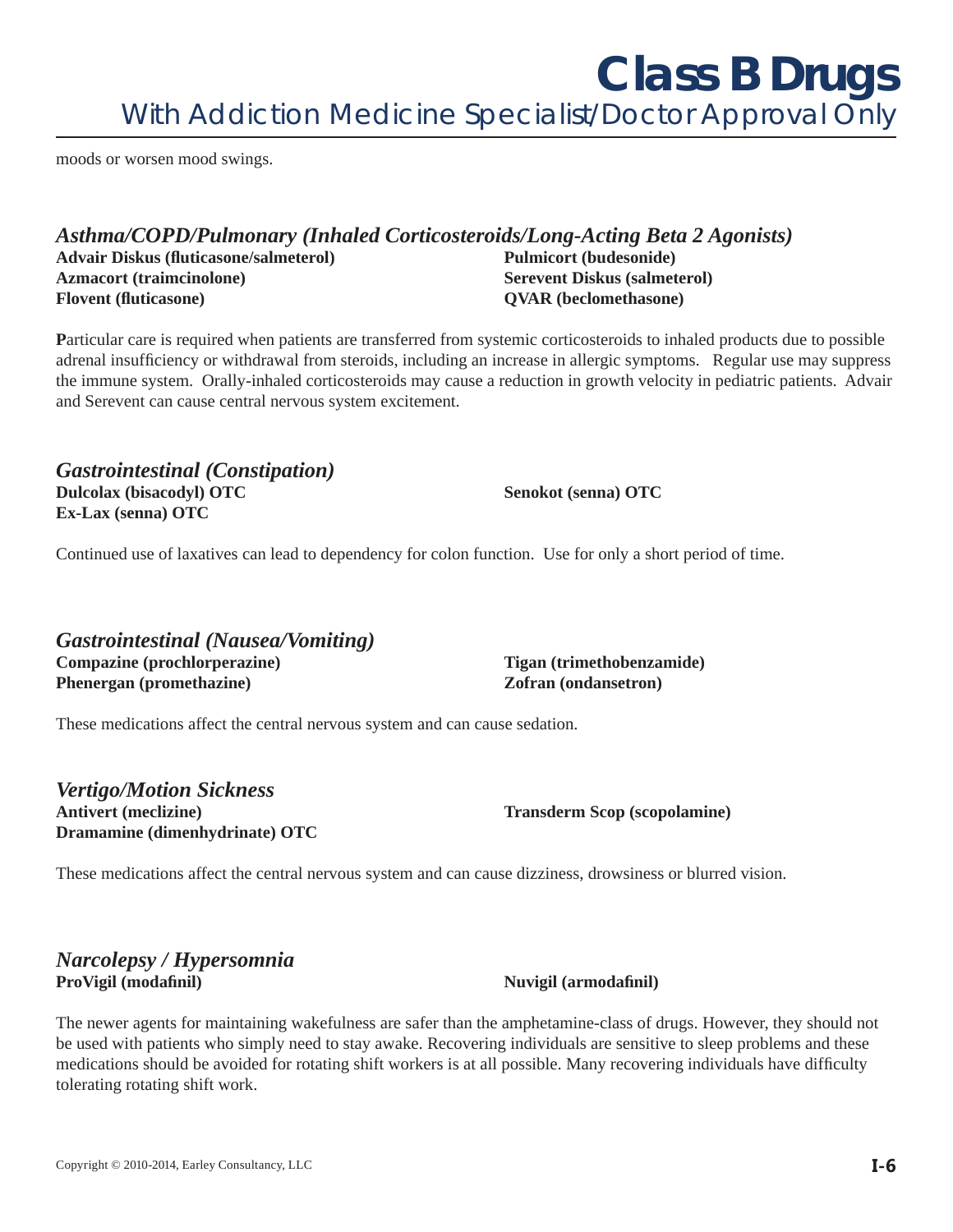moods or worsen mood swings.

## *Asthma/COPD/Pulmonary (Inhaled Corticosteroids/Long-Acting Beta 2 Agonists)*

**Advair Diskus (fluticasone/salmeterol)**
**Azmacort (traimcinolone)**
**Flovent (fluticasone)**
**Pulmicort (budesonide)**
**Serevent Diskus (salmeterol)**
**QVAR (beclomethasone)**

**P**articular care is required when patients are transferred from systemic corticosteroids to inhaled products due to possible adrenal insufficiency or withdrawal from steroids, including an increase in allergic symptoms. Regular use may suppress the immune system. Orally-inhaled corticosteroids may cause a reduction in growth velocity in pediatric patients. Advair and Serevent can cause central nervous system excitement.

## *Gastrointestinal (Constipation)*

**Dulcolax (bisacodyl) OTC**
**Ex-Lax (senna) OTC**
**Senokot (senna) OTC**

Continued use of laxatives can lead to dependency for colon function. Use for only a short period of time.

## *Gastrointestinal (Nausea/Vomiting)*

**Compazine (prochlorperazine)**
**Phenergan (promethazine)**
**Tigan (trimethobenzamide)**
**Zofran (ondansetron)**

These medications affect the central nervous system and can cause sedation.

## *Vertigo/Motion Sickness*

**Antivert (meclizine)**
**Dramamine (dimenhydrinate) OTC**
**Transderm Scop (scopolamine)**

These medications affect the central nervous system and can cause dizziness, drowsiness or blurred vision.

## *Narcolepsy / Hypersomnia*

**ProVigil (modafinil)**
**Nuvigil (armodafinil)**

The newer agents for maintaining wakefulness are safer than the amphetamine-class of drugs. However, they should not be used with patients who simply need to stay awake. Recovering individuals are sensitive to sleep problems and these medications should be avoided for rotating shift workers is at all possible. Many recovering individuals have difficulty tolerating rotating shift work.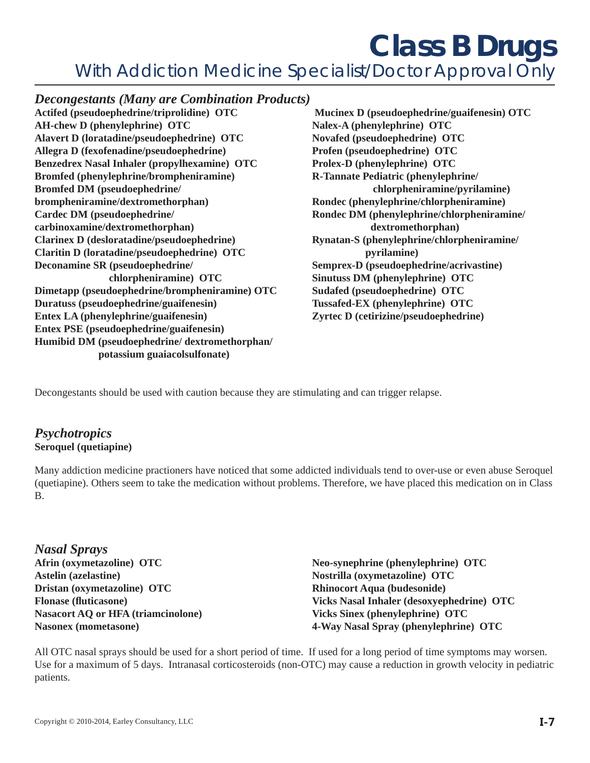# Class B Drugs

## With Addiction Medicine Specialist/Doctor Approval Only

### *Decongestants (Many are Combination Products)*

**Actifed (pseudoephedrine/triprolidine) OTC**
**AH-chew D (phenylephrine) OTC**
**Alavert D (loratadine/pseudoephedrine) OTC**
**Allegra D (fexofenadine/pseudoephedrine)**
**Benzedrex Nasal Inhaler (propylhexamine) OTC**
**Bromfed (phenylephrine/brompheniramine)**
**Bromfed DM (pseudoephedrine/brompheniramine/dextromethorphan)**
**Cardec DM (pseudoephedrine/carbinoxamine/dextromethorphan)**
**Clarinex D (desloratadine/pseudoephedrine)**
**Claritin D (loratadine/pseudoephedrine) OTC**
**Deconamine SR (pseudoephedrine/chlorpheniramine) OTC**
**Dimetapp (pseudoephedrine/brompheniramine) OTC**
**Duratuss (pseudoephedrine/guaifenesin)**
**Entex LA (phenylephrine/guaifenesin)**
**Entex PSE (pseudoephedrine/guaifenesin)**
**Humibid DM (pseudoephedrine/ dextromethorphan/potassium guaiacolsulfonate)**
**Mucinex D (pseudoephedrine/guaifenesin) OTC**
**Nalex-A (phenylephrine) OTC**
**Novafed (pseudoephedrine) OTC**
**Profen (pseudoephedrine) OTC**
**Prolex-D (phenylephrine) OTC**
**R-Tannate Pediatric (phenylephrine/chlorpheniramine/pyrilamine)**
**Rondec (phenylephrine/chlorpheniramine)**
**Rondec DM (phenylephrine/chlorpheniramine/dextromethorphan)**
**Rynatan-S (phenylephrine/chlorpheniramine/pyrilamine)**
**Semprex-D (pseudoephedrine/acrivastine)**
**Sinutuss DM (phenylephrine) OTC**
**Sudafed (pseudoephedrine) OTC**
**Tussafed-EX (phenylephrine) OTC**
**Zyrtec D (cetirizine/pseudoephedrine)**

Decongestants should be used with caution because they are stimulating and can trigger relapse.

### *Psychotropics*

**Seroquel (quetiapine)**

Many addiction medicine practioners have noticed that some addicted individuals tend to over-use or even abuse Seroquel (quetiapine). Others seem to take the medication without problems. Therefore, we have placed this medication on in Class B.

### *Nasal Sprays*

**Afrin (oxymetazoline) OTC**
**Astelin (azelastine)**
**Dristan (oxymetazoline) OTC**
**Flonase (fluticasone)**
**Nasacort AQ or HFA (triamcinolone)**
**Nasonex (mometasone)**
**Neo-synephrine (phenylephrine) OTC**
**Nostrilla (oxymetazoline) OTC**
**Rhinocort Aqua (budesonide)**
**Vicks Nasal Inhaler (desoxyephedrine) OTC**
**Vicks Sinex (phenylephrine) OTC**
**4-Way Nasal Spray (phenylephrine) OTC**

All OTC nasal sprays should be used for a short period of time. If used for a long period of time symptoms may worsen. Use for a maximum of 5 days. Intranasal corticosteroids (non-OTC) may cause a reduction in growth velocity in pediatric patients.

Copyright © 2010-2014, Earley Consultancy, LLC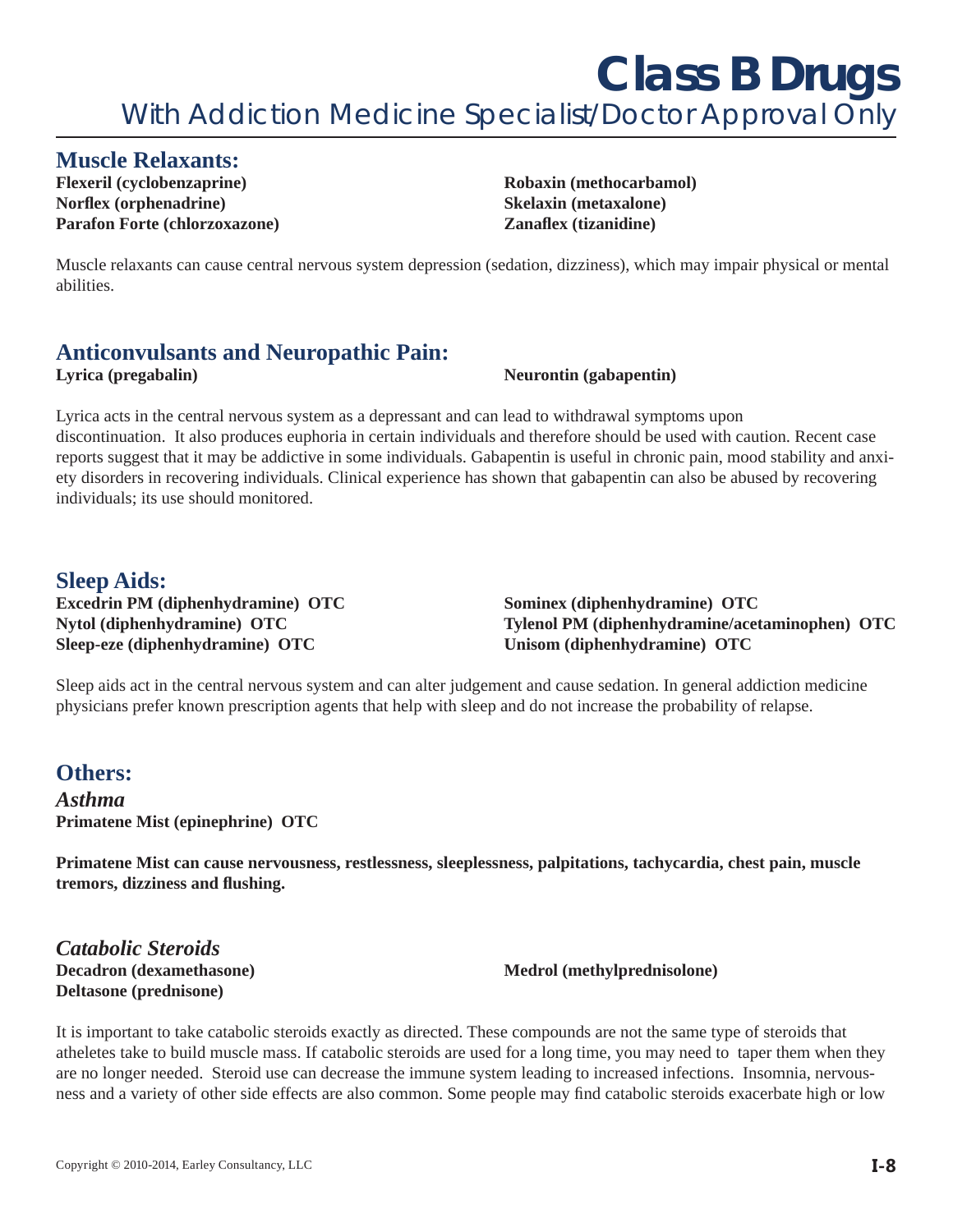# Class B Drugs

## With Addiction Medicine Specialist/Doctor Approval Only

### Muscle Relaxants:

**Flexeril (cyclobenzaprine)**
**Norflex (orphenadrine)**
**Parafon Forte (chlorzoxazone)**
**Robaxin (methocarbamol)**
**Skelaxin (metaxalone)**
**Zanaflex (tizanidine)**

Muscle relaxants can cause central nervous system depression (sedation, dizziness), which may impair physical or mental abilities.

### Anticonvulsants and Neuropathic Pain:

**Lyrica (pregabalin)**
**Neurontin (gabapentin)**

Lyrica acts in the central nervous system as a depressant and can lead to withdrawal symptoms upon discontinuation. It also produces euphoria in certain individuals and therefore should be used with caution. Recent case reports suggest that it may be addictive in some individuals. Gabapentin is useful in chronic pain, mood stability and anxiety disorders in recovering individuals. Clinical experience has shown that gabapentin can also be abused by recovering individuals; its use should monitored.

### Sleep Aids:

**Excedrin PM (diphenhydramine) OTC**
**Nytol (diphenhydramine) OTC**
**Sleep-eze (diphenhydramine) OTC**
**Sominex (diphenhydramine) OTC**
**Tylenol PM (diphenhydramine/acetaminophen) OTC**
**Unisom (diphenhydramine) OTC**

Sleep aids act in the central nervous system and can alter judgement and cause sedation. In general addiction medicine physicians prefer known prescription agents that help with sleep and do not increase the probability of relapse.

### Others:

#### *Asthma*

**Primatene Mist (epinephrine) OTC**

**Primatene Mist can cause nervousness, restlessness, sleeplessness, palpitations, tachycardia, chest pain, muscle tremors, dizziness and flushing.**

#### *Catabolic Steroids*

**Decadron (dexamethasone)**
**Deltasone (prednisone)**
**Medrol (methylprednisolone)**

It is important to take catabolic steroids exactly as directed. These compounds are not the same type of steroids that atheletes take to build muscle mass. If catabolic steroids are used for a long time, you may need to taper them when they are no longer needed. Steroid use can decrease the immune system leading to increased infections. Insomnia, nervousness and a variety of other side effects are also common. Some people may find catabolic steroids exacerbate high or low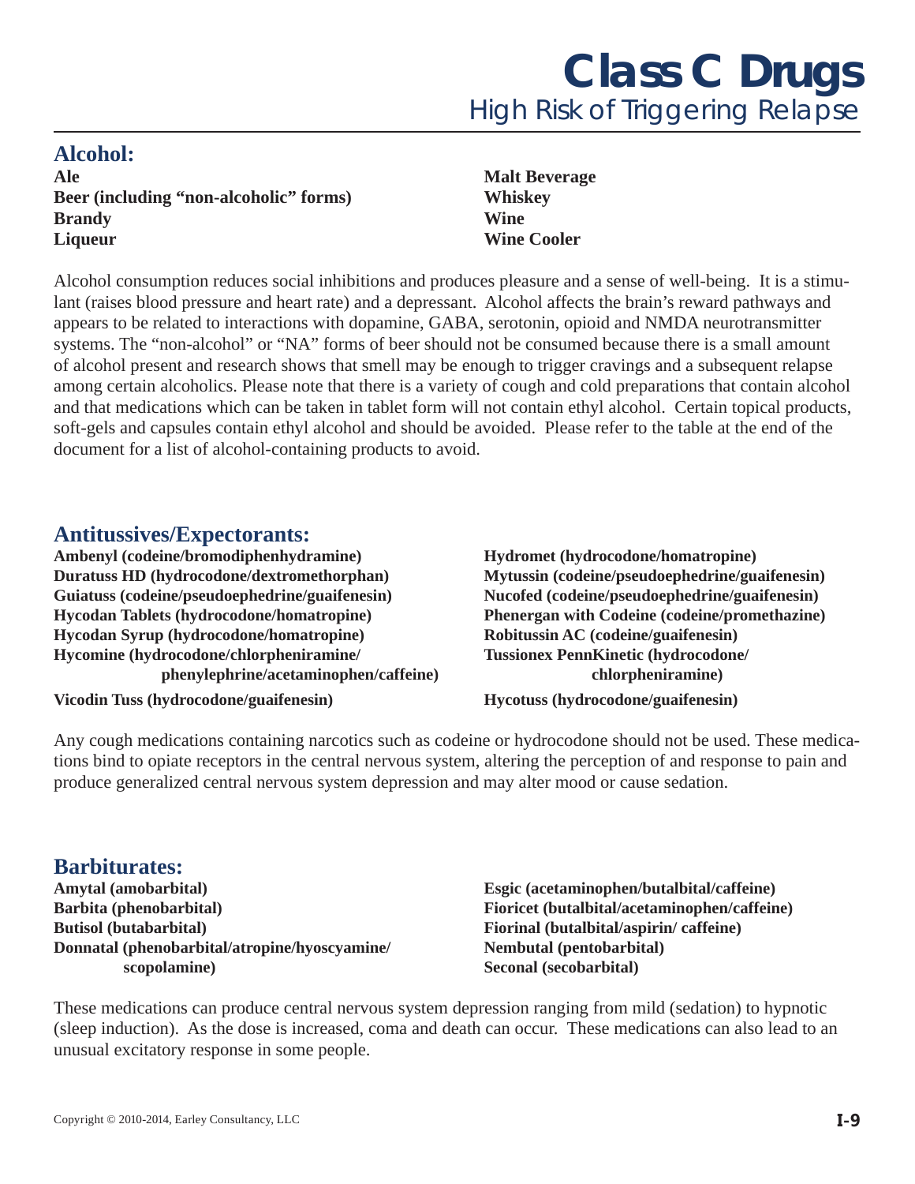# Class C Drugs

*High Risk of Triggering Relapse*

## Alcohol:

**Ale**
**Beer (including "non-alcoholic" forms)**
**Brandy**
**Liqueur**
**Malt Beverage**
**Whiskey**
**Wine**
**Wine Cooler**

Alcohol consumption reduces social inhibitions and produces pleasure and a sense of well-being. It is a stimulant (raises blood pressure and heart rate) and a depressant. Alcohol affects the brain's reward pathways and appears to be related to interactions with dopamine, GABA, serotonin, opioid and NMDA neurotransmitter systems. The "non-alcohol" or "NA" forms of beer should not be consumed because there is a small amount of alcohol present and research shows that smell may be enough to trigger cravings and a subsequent relapse among certain alcoholics. Please note that there is a variety of cough and cold preparations that contain alcohol and that medications which can be taken in tablet form will not contain ethyl alcohol. Certain topical products, soft-gels and capsules contain ethyl alcohol and should be avoided. Please refer to the table at the end of the document for a list of alcohol-containing products to avoid.

## Antitussives/Expectorants:

**Ambenyl (codeine/bromodiphenhydramine)**
**Duratuss HD (hydrocodone/dextromethorphan)**
**Guiatuss (codeine/pseudoephedrine/guaifenesin)**
**Hycodan Tablets (hydrocodone/homatropine)**
**Hycodan Syrup (hydrocodone/homatropine)**
**Hycomine (hydrocodone/chlorpheniramine/phenylephrine/acetaminophen/caffeine)**
**Vicodin Tuss (hydrocodone/guaifenesin)**
**Hydromet (hydrocodone/homatropine)**
**Mytussin (codeine/pseudoephedrine/guaifenesin)**
**Nucofed (codeine/pseudoephedrine/guaifenesin)**
**Phenergan with Codeine (codeine/promethazine)**
**Robitussin AC (codeine/guaifenesin)**
**Tussionex PennKinetic (hydrocodone/chlorpheniramine)**
**Hycotuss (hydrocodone/guaifenesin)**

Any cough medications containing narcotics such as codeine or hydrocodone should not be used. These medications bind to opiate receptors in the central nervous system, altering the perception of and response to pain and produce generalized central nervous system depression and may alter mood or cause sedation.

## Barbiturates:

**Amytal (amobarbital)**
**Barbita (phenobarbital)**
**Butisol (butabarbital)**
**Donnatal (phenobarbital/atropine/hyoscyamine/scopolamine)**
**Esgic (acetaminophen/butalbital/caffeine)**
**Fioricet (butalbital/acetaminophen/caffeine)**
**Fiorinal (butalbital/aspirin/ caffeine)**
**Nembutal (pentobarbital)**
**Seconal (secobarbital)**

These medications can produce central nervous system depression ranging from mild (sedation) to hypnotic (sleep induction). As the dose is increased, coma and death can occur. These medications can also lead to an unusual excitatory response in some people.

Copyright © 2010-2014, Earley Consultancy, LLC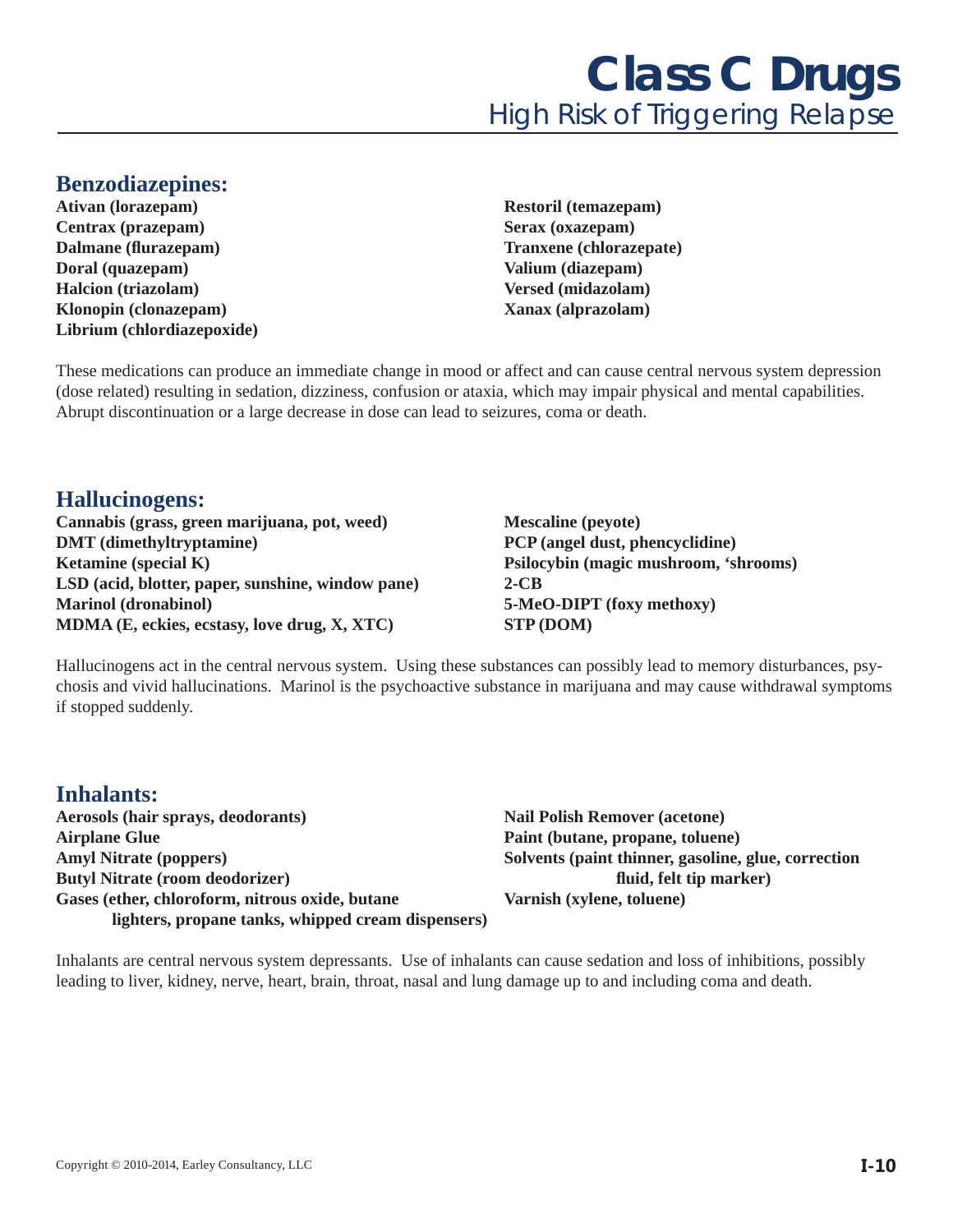# Class C Drugs

## High Risk of Triggering Relapse

### Benzodiazepines:

**Ativan (lorazepam)**
**Centrax (prazepam)**
**Dalmane (flurazepam)**
**Doral (quazepam)**
**Halcion (triazolam)**
**Klonopin (clonazepam)**
**Librium (chlordiazepoxide)**
**Restoril (temazepam)**
**Serax (oxazepam)**
**Tranxene (chlorazepate)**
**Valium (diazepam)**
**Versed (midazolam)**
**Xanax (alprazolam)**

These medications can produce an immediate change in mood or affect and can cause central nervous system depression (dose related) resulting in sedation, dizziness, confusion or ataxia, which may impair physical and mental capabilities. Abrupt discontinuation or a large decrease in dose can lead to seizures, coma or death.

### Hallucinogens:

**Cannabis (grass, green marijuana, pot, weed)**
**DMT (dimethyltryptamine)**
**Ketamine (special K)**
**LSD (acid, blotter, paper, sunshine, window pane)**
**Marinol (dronabinol)**
**MDMA (E, eckies, ecstasy, love drug, X, XTC)**
**Mescaline (peyote)**
**PCP (angel dust, phencyclidine)**
**Psilocybin (magic mushroom, 'shrooms)**
**2-CB**
**5-MeO-DIPT (foxy methoxy)**
**STP (DOM)**

Hallucinogens act in the central nervous system. Using these substances can possibly lead to memory disturbances, psychosis and vivid hallucinations. Marinol is the psychoactive substance in marijuana and may cause withdrawal symptoms if stopped suddenly.

### Inhalants:

**Aerosols (hair sprays, deodorants)**
**Airplane Glue**
**Amyl Nitrate (poppers)**
**Butyl Nitrate (room deodorizer)**
**Gases (ether, chloroform, nitrous oxide, butane lighters, propane tanks, whipped cream dispensers)**
**Nail Polish Remover (acetone)**
**Paint (butane, propane, toluene)**
**Solvents (paint thinner, gasoline, glue, correction fluid, felt tip marker)**
**Varnish (xylene, toluene)**

Inhalants are central nervous system depressants. Use of inhalants can cause sedation and loss of inhibitions, possibly leading to liver, kidney, nerve, heart, brain, throat, nasal and lung damage up to and including coma and death.

Copyright © 2010-2014, Earley Consultancy, LLC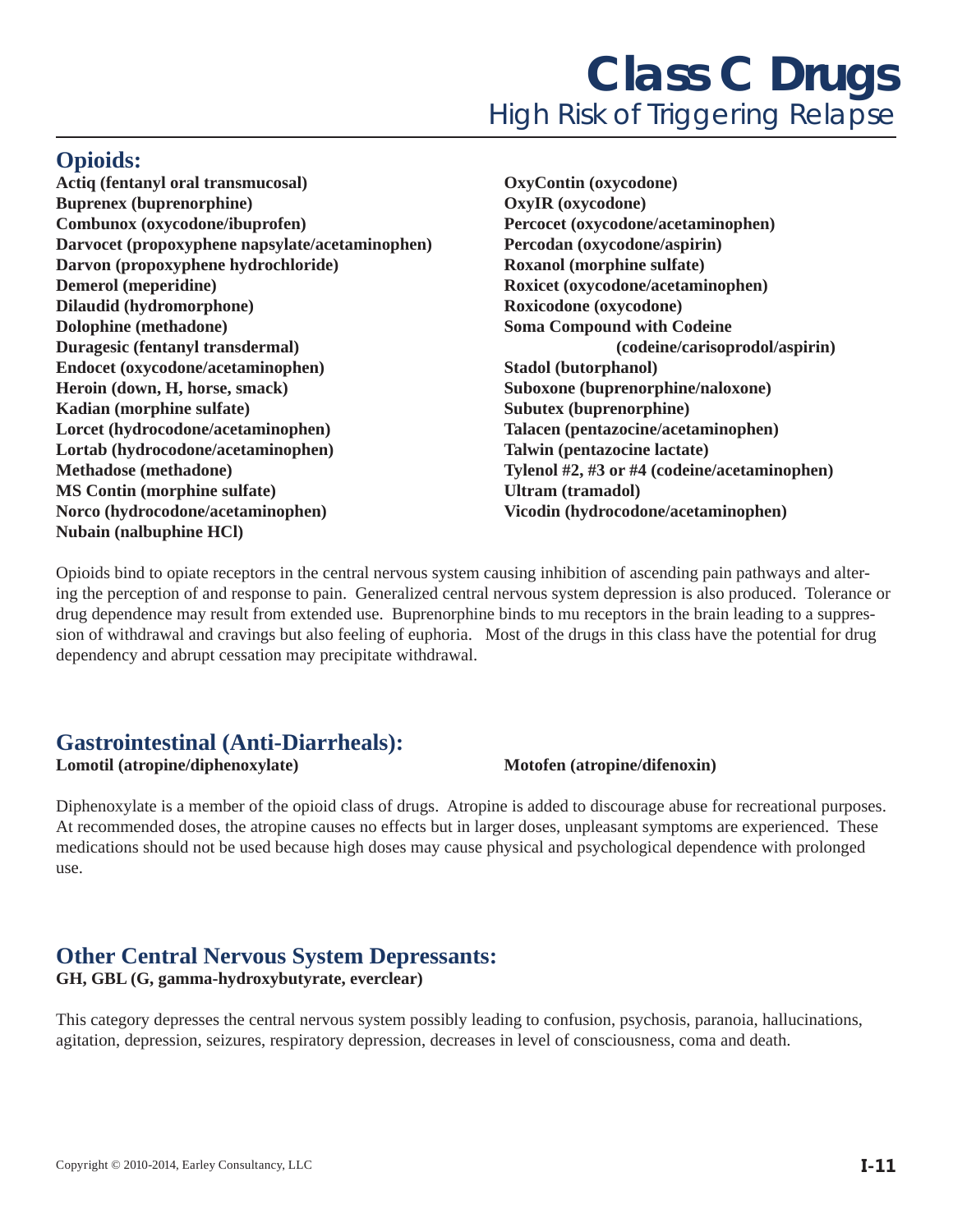# Class C Drugs

## High Risk of Triggering Relapse

### Opioids:

**Actiq (fentanyl oral transmucosal)**
**Buprenex (buprenorphine)**
**Combunox (oxycodone/ibuprofen)**
**Darvocet (propoxyphene napsylate/acetaminophen)**
**Darvon (propoxyphene hydrochloride)**
**Demerol (meperidine)**
**Dilaudid (hydromorphone)**
**Dolophine (methadone)**
**Duragesic (fentanyl transdermal)**
**Endocet (oxycodone/acetaminophen)**
**Heroin (down, H, horse, smack)**
**Kadian (morphine sulfate)**
**Lorcet (hydrocodone/acetaminophen)**
**Lortab (hydrocodone/acetaminophen)**
**Methadose (methadone)**
**MS Contin (morphine sulfate)**
**Norco (hydrocodone/acetaminophen)**
**Nubain (nalbuphine HCl)**
**OxyContin (oxycodone)**
**OxyIR (oxycodone)**
**Percocet (oxycodone/acetaminophen)**
**Percodan (oxycodone/aspirin)**
**Roxanol (morphine sulfate)**
**Roxicet (oxycodone/acetaminophen)**
**Roxicodone (oxycodone)**
**Soma Compound with Codeine (codeine/carisoprodol/aspirin)**
**Stadol (butorphanol)**
**Suboxone (buprenorphine/naloxone)**
**Subutex (buprenorphine)**
**Talacen (pentazocine/acetaminophen)**
**Talwin (pentazocine lactate)**
**Tylenol #2, #3 or #4 (codeine/acetaminophen)**
**Ultram (tramadol)**
**Vicodin (hydrocodone/acetaminophen)**

Opioids bind to opiate receptors in the central nervous system causing inhibition of ascending pain pathways and altering the perception of and response to pain. Generalized central nervous system depression is also produced. Tolerance or drug dependence may result from extended use. Buprenorphine binds to mu receptors in the brain leading to a suppression of withdrawal and cravings but also feeling of euphoria. Most of the drugs in this class have the potential for drug dependency and abrupt cessation may precipitate withdrawal.

### Gastrointestinal (Anti-Diarrheals):

**Lomotil (atropine/diphenoxylate)**
**Motofen (atropine/difenoxin)**

Diphenoxylate is a member of the opioid class of drugs. Atropine is added to discourage abuse for recreational purposes. At recommended doses, the atropine causes no effects but in larger doses, unpleasant symptoms are experienced. These medications should not be used because high doses may cause physical and psychological dependence with prolonged use.

### Other Central Nervous System Depressants:

**GH, GBL (G, gamma-hydroxybutyrate, everclear)**

This category depresses the central nervous system possibly leading to confusion, psychosis, paranoia, hallucinations, agitation, depression, seizures, respiratory depression, decreases in level of consciousness, coma and death.

Copyright © 2010-2014, Earley Consultancy, LLC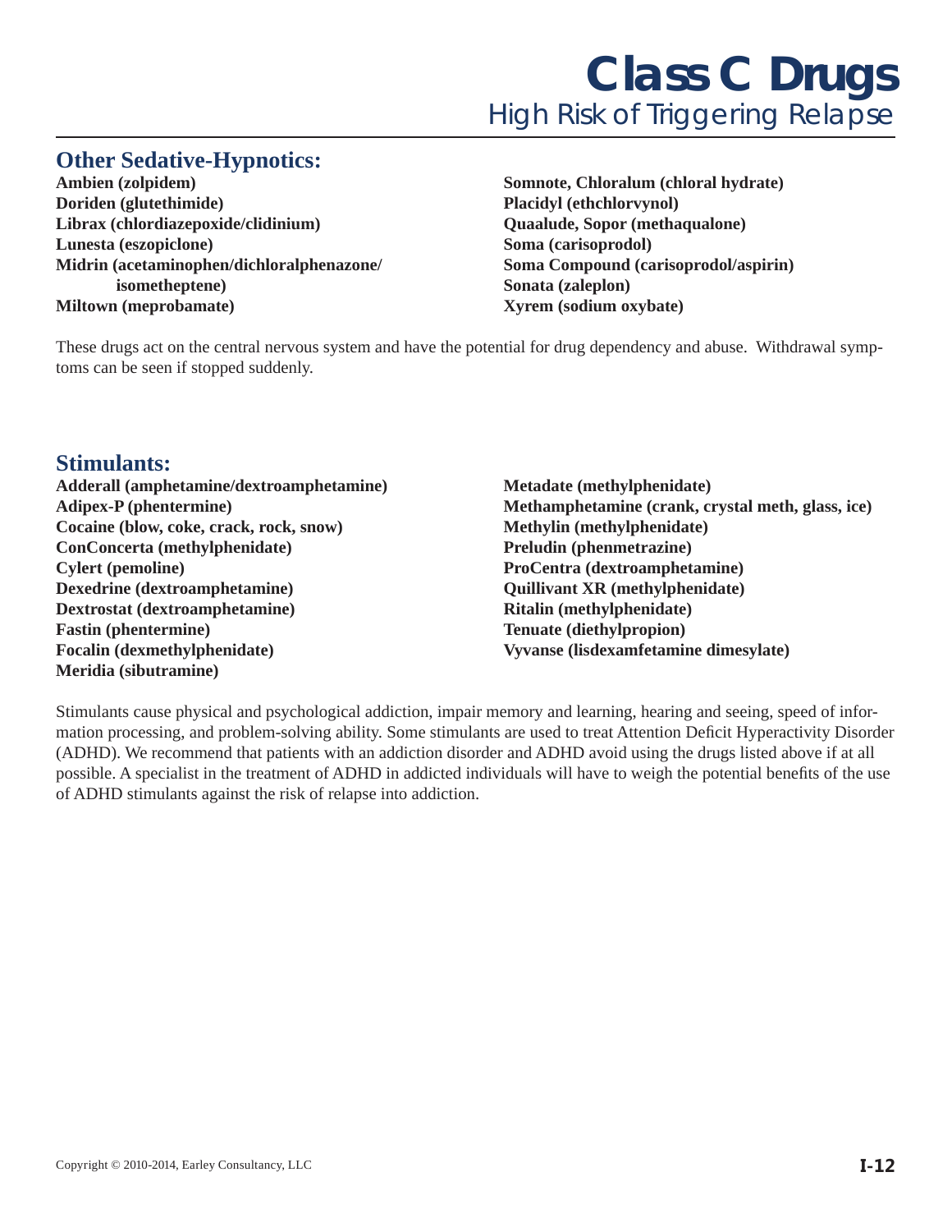# Class C Drugs

## High Risk of Triggering Relapse

### Other Sedative-Hypnotics:

**Ambien (zolpidem)**
**Doriden (glutethimide)**
**Librax (chlordiazepoxide/clidinium)**
**Lunesta (eszopiclone)**
**Midrin (acetaminophen/dichloralphenazone/ isometheptene)**
**Miltown (meprobamate)**
**Somnote, Chloralum (chloral hydrate)**
**Placidyl (ethchlorvynol)**
**Quaalude, Sopor (methaqualone)**
**Soma (carisoprodol)**
**Soma Compound (carisoprodol/aspirin)**
**Sonata (zaleplon)**
**Xyrem (sodium oxybate)**

These drugs act on the central nervous system and have the potential for drug dependency and abuse. Withdrawal symptoms can be seen if stopped suddenly.

### Stimulants:

**Adderall (amphetamine/dextroamphetamine)**
**Adipex-P (phentermine)**
**Cocaine (blow, coke, crack, rock, snow)**
**ConConcerta (methylphenidate)**
**Cylert (pemoline)**
**Dexedrine (dextroamphetamine)**
**Dextrostat (dextroamphetamine)**
**Fastin (phentermine)**
**Focalin (dexmethylphenidate)**
**Meridia (sibutramine)**
**Metadate (methylphenidate)**
**Methamphetamine (crank, crystal meth, glass, ice)**
**Methylin (methylphenidate)**
**Preludin (phenmetrazine)**
**ProCentra (dextroamphetamine)**
**Quillivant XR (methylphenidate)**
**Ritalin (methylphenidate)**
**Tenuate (diethylpropion)**
**Vyvanse (lisdexamfetamine dimesylate)**

Stimulants cause physical and psychological addiction, impair memory and learning, hearing and seeing, speed of information processing, and problem-solving ability. Some stimulants are used to treat Attention Deficit Hyperactivity Disorder (ADHD). We recommend that patients with an addiction disorder and ADHD avoid using the drugs listed above if at all possible. A specialist in the treatment of ADHD in addicted individuals will have to weigh the potential benefits of the use of ADHD stimulants against the risk of relapse into addiction.

Copyright © 2010-2014, Earley Consultancy, LLC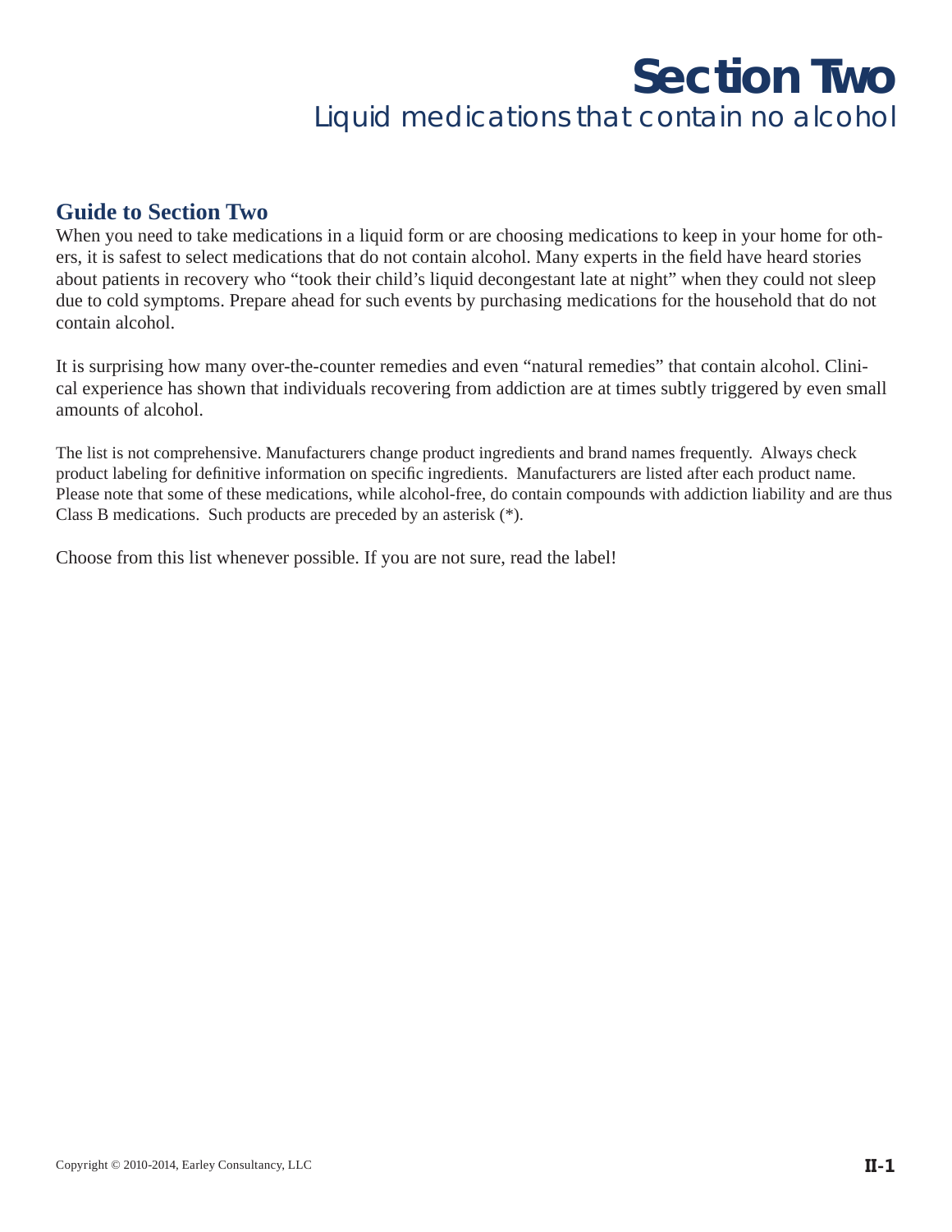# Section Two

## Liquid medications that contain no alcohol

### Guide to Section Two

When you need to take medications in a liquid form or are choosing medications to keep in your home for others, it is safest to select medications that do not contain alcohol. Many experts in the field have heard stories about patients in recovery who "took their child's liquid decongestant late at night" when they could not sleep due to cold symptoms. Prepare ahead for such events by purchasing medications for the household that do not contain alcohol.

It is surprising how many over-the-counter remedies and even "natural remedies" that contain alcohol. Clinical experience has shown that individuals recovering from addiction are at times subtly triggered by even small amounts of alcohol.

The list is not comprehensive. Manufacturers change product ingredients and brand names frequently. Always check product labeling for definitive information on specific ingredients. Manufacturers are listed after each product name. Please note that some of these medications, while alcohol-free, do contain compounds with addiction liability and are thus Class B medications. Such products are preceded by an asterisk (*).

Choose from this list whenever possible. If you are not sure, read the label!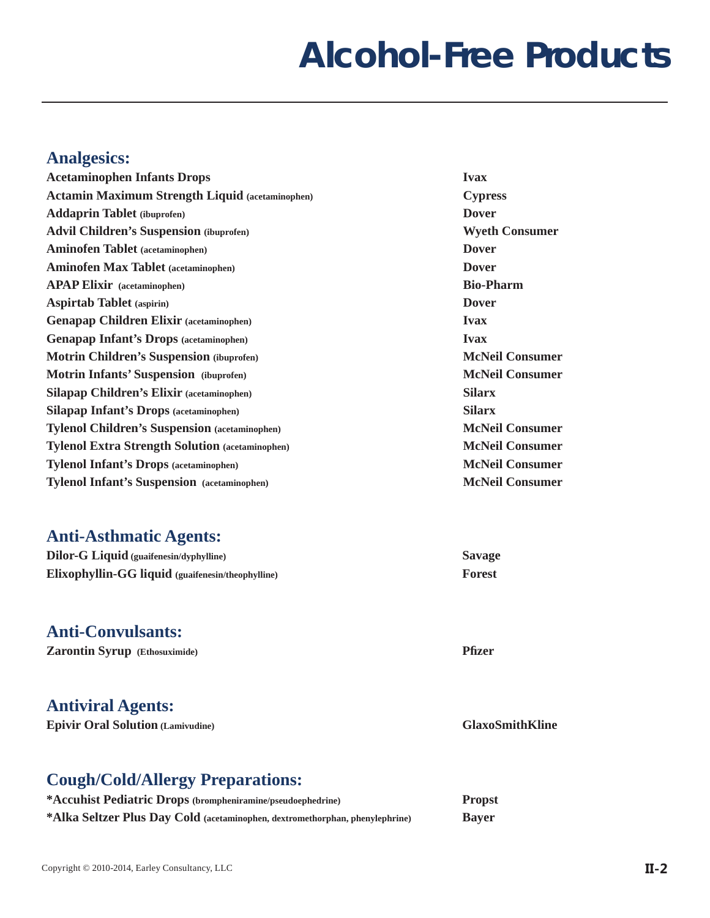# Alcohol-Free Products

## Analgesics:

| Product | Manufacturer |
|---|---|
| **Acetaminophen Infants Drops** | **Ivax** |
| **Actamin Maximum Strength Liquid** (acetaminophen) | **Cypress** |
| **Addaprin Tablet** (ibuprofen) | **Dover** |
| **Advil Children's Suspension** (ibuprofen) | **Wyeth Consumer** |
| **Aminofen Tablet** (acetaminophen) | **Dover** |
| **Aminofen Max Tablet** (acetaminophen) | **Dover** |
| **APAP Elixir** (acetaminophen) | **Bio-Pharm** |
| **Aspirtab Tablet** (aspirin) | **Dover** |
| **Genapap Children Elixir** (acetaminophen) | **Ivax** |
| **Genapap Infant's Drops** (acetaminophen) | **Ivax** |
| **Motrin Children's Suspension** (ibuprofen) | **McNeil Consumer** |
| **Motrin Infants' Suspension** (ibuprofen) | **McNeil Consumer** |
| **Silapap Children's Elixir** (acetaminophen) | **Silarx** |
| **Silapap Infant's Drops** (acetaminophen) | **Silarx** |
| **Tylenol Children's Suspension** (acetaminophen) | **McNeil Consumer** |
| **Tylenol Extra Strength Solution** (acetaminophen) | **McNeil Consumer** |
| **Tylenol Infant's Drops** (acetaminophen) | **McNeil Consumer** |
| **Tylenol Infant's Suspension** (acetaminophen) | **McNeil Consumer** |

## Anti-Asthmatic Agents:

| Product | Manufacturer |
|---|---|
| **Dilor-G Liquid** (guaifenesin/dyphylline) | **Savage** |
| **Elixophyllin-GG liquid** (guaifenesin/theophylline) | **Forest** |

## Anti-Convulsants:

| Product | Manufacturer |
|---|---|
| **Zarontin Syrup** (Ethosuximide) | **Pfizer** |

## Antiviral Agents:

| Product | Manufacturer |
|---|---|
| **Epivir Oral Solution** (Lamivudine) | **GlaxoSmithKline** |

## Cough/Cold/Allergy Preparations:

| Product | Manufacturer |
|---|---|
| ***Accuhist Pediatric Drops** (brompheniramine/pseudoephedrine) | **Propst** |
| ***Alka Seltzer Plus Day Cold** (acetaminophen, dextromethorphan, phenylephrine) | **Bayer** |

Copyright © 2010-2014, Earley Consultancy, LLC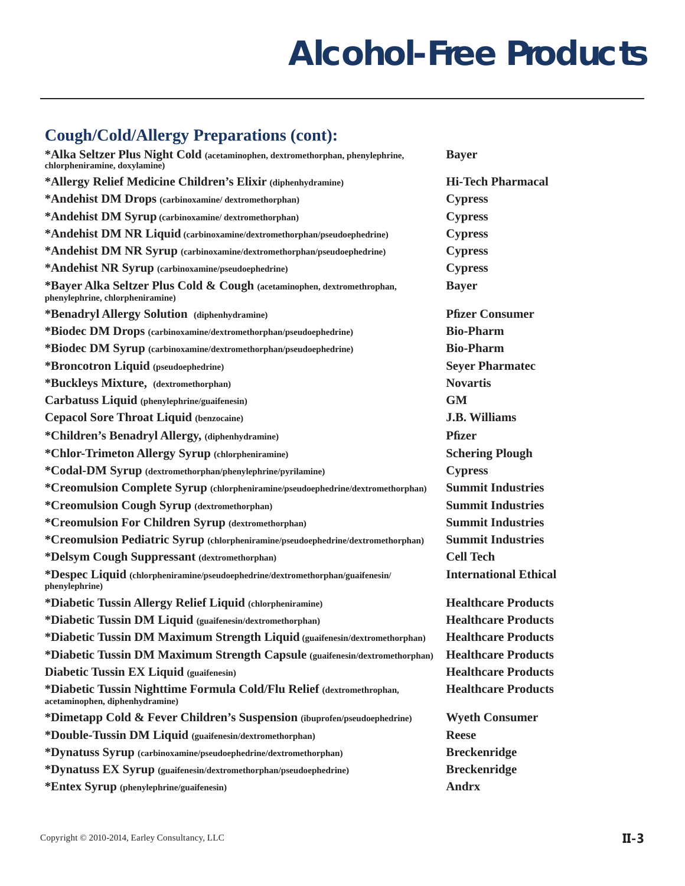# Alcohol-Free Products

## Cough/Cold/Allergy Preparations (cont):

| Product | Manufacturer |
|---|---|
| **\*Alka Seltzer Plus Night Cold** (acetaminophen, dextromethorphan, phenylephrine, chlorpheniramine, doxylamine) | **Bayer** |
| **\*Allergy Relief Medicine Children's Elixir** (diphenhydramine) | **Hi-Tech Pharmacal** |
| **\*Andehist DM Drops** (carbinoxamine/ dextromethorphan) | **Cypress** |
| **\*Andehist DM Syrup** (carbinoxamine/ dextromethorphan) | **Cypress** |
| **\*Andehist DM NR Liquid** (carbinoxamine/dextromethorphan/pseudoephedrine) | **Cypress** |
| **\*Andehist DM NR Syrup** (carbinoxamine/dextromethorphan/pseudoephedrine) | **Cypress** |
| **\*Andehist NR Syrup** (carbinoxamine/pseudoephedrine) | **Cypress** |
| **\*Bayer Alka Seltzer Plus Cold & Cough** (acetaminophen, dextromethrophan, phenylephrine, chlorpheniramine) | **Bayer** |
| **\*Benadryl Allergy Solution** (diphenhydramine) | **Pfizer Consumer** |
| **\*Biodec DM Drops** (carbinoxamine/dextromethorphan/pseudoephedrine) | **Bio-Pharm** |
| **\*Biodec DM Syrup** (carbinoxamine/dextromethorphan/pseudoephedrine) | **Bio-Pharm** |
| **\*Broncotron Liquid** (pseudoephedrine) | **Seyer Pharmatec** |
| **\*Buckleys Mixture,** (dextromethorphan) | **Novartis** |
| **Carbatuss Liquid** (phenylephrine/guaifenesin) | **GM** |
| **Cepacol Sore Throat Liquid** (benzocaine) | **J.B. Williams** |
| **\*Children's Benadryl Allergy,** (diphenhydramine) | **Pfizer** |
| **\*Chlor-Trimeton Allergy Syrup** (chlorpheniramine) | **Schering Plough** |
| **\*Codal-DM Syrup** (dextromethorphan/phenylephrine/pyrilamine) | **Cypress** |
| **\*Creomulsion Complete Syrup** (chlorpheniramine/pseudoephedrine/dextromethorphan) | **Summit Industries** |
| **\*Creomulsion Cough Syrup** (dextromethorphan) | **Summit Industries** |
| **\*Creomulsion For Children Syrup** (dextromethorphan) | **Summit Industries** |
| **\*Creomulsion Pediatric Syrup** (chlorpheniramine/pseudoephedrine/dextromethorphan) | **Summit Industries** |
| **\*Delsym Cough Suppressant** (dextromethorphan) | **Cell Tech** |
| **\*Despec Liquid** (chlorpheniramine/pseudoephedrine/dextromethorphan/guaifenesin/phenylephrine) | **International Ethical** |
| **\*Diabetic Tussin Allergy Relief Liquid** (chlorpheniramine) | **Healthcare Products** |
| **\*Diabetic Tussin DM Liquid** (guaifenesin/dextromethorphan) | **Healthcare Products** |
| **\*Diabetic Tussin DM Maximum Strength Liquid** (guaifenesin/dextromethorphan) | **Healthcare Products** |
| **\*Diabetic Tussin DM Maximum Strength Capsule** (guaifenesin/dextromethorphan) | **Healthcare Products** |
| **Diabetic Tussin EX Liquid** (guaifenesin) | **Healthcare Products** |
| **\*Diabetic Tussin Nighttime Formula Cold/Flu Relief** (dextromethrophan, acetaminophen, diphenhydramine) | **Healthcare Products** |
| **\*Dimetapp Cold & Fever Children's Suspension** (ibuprofen/pseudoephedrine) | **Wyeth Consumer** |
| **\*Double-Tussin DM Liquid** (guaifenesin/dextromethorphan) | **Reese** |
| **\*Dynatuss Syrup** (carbinoxamine/pseudoephedrine/dextromethorphan) | **Breckenridge** |
| **\*Dynatuss EX Syrup** (guaifenesin/dextromethorphan/pseudoephedrine) | **Breckenridge** |
| **\*Entex Syrup** (phenylephrine/guaifenesin) | **Andrx** |

Copyright © 2010-2014, Earley Consultancy, LLC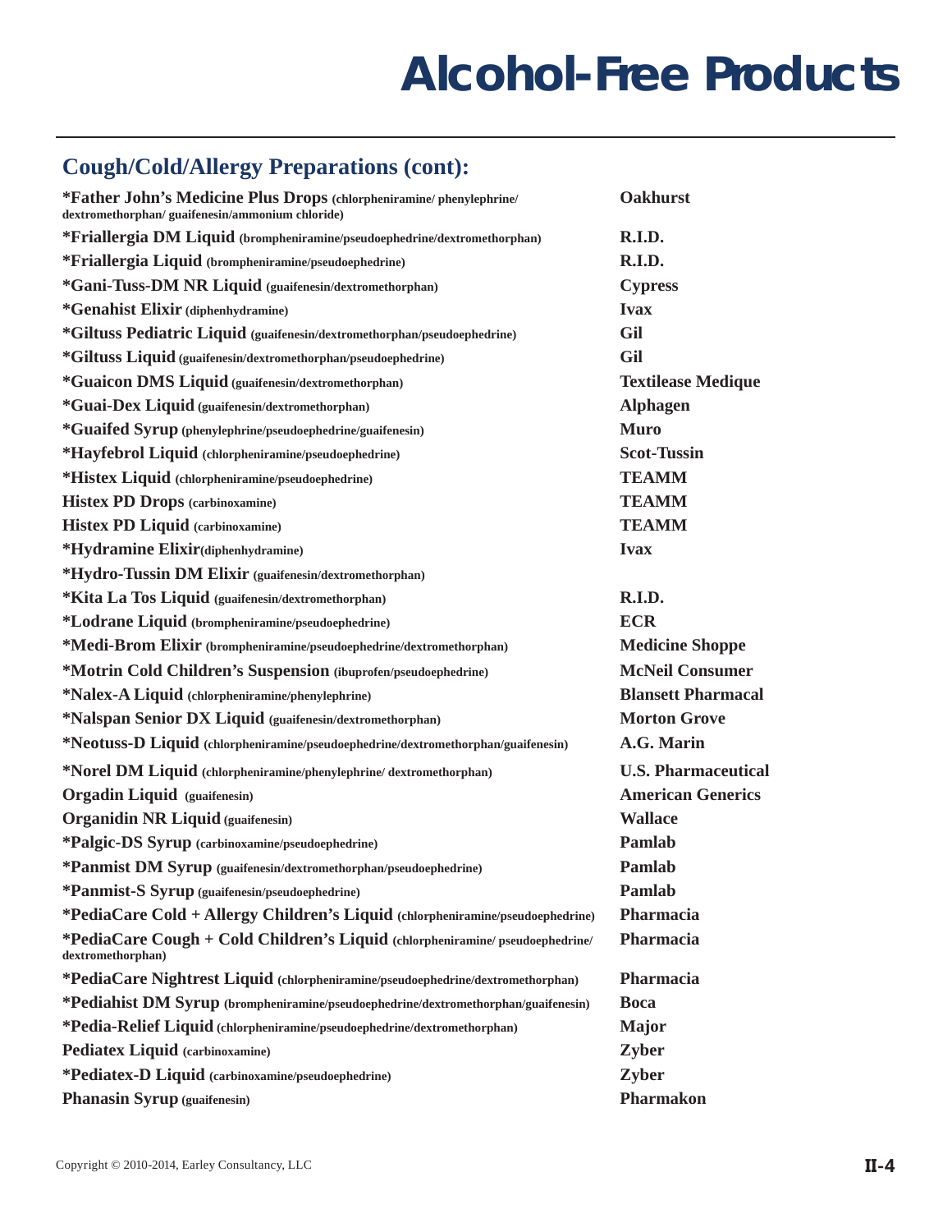# Alcohol-Free Products

## Cough/Cold/Allergy Preparations (cont):

| Product | Manufacturer |
|---|---|
| **\*Father John's Medicine Plus Drops** (chlorpheniramine/ phenylephrine/ dextromethorphan/ guaifenesin/ammonium chloride) | **Oakhurst** |
| **\*Friallergia DM Liquid** (brompheniramine/pseudoephedrine/dextromethorphan) | **R.I.D.** |
| **\*Friallergia Liquid** (brompheniramine/pseudoephedrine) | **R.I.D.** |
| **\*Gani-Tuss-DM NR Liquid** (guaifenesin/dextromethorphan) | **Cypress** |
| **\*Genahist Elixir** (diphenhydramine) | **Ivax** |
| **\*Giltuss Pediatric Liquid** (guaifenesin/dextromethorphan/pseudoephedrine) | **Gil** |
| **\*Giltuss Liquid** (guaifenesin/dextromethorphan/pseudoephedrine) | **Gil** |
| **\*Guaicon DMS Liquid** (guaifenesin/dextromethorphan) | **Textilease Medique** |
| **\*Guai-Dex Liquid** (guaifenesin/dextromethorphan) | **Alphagen** |
| **\*Guaifed Syrup** (phenylephrine/pseudoephedrine/guaifenesin) | **Muro** |
| **\*Hayfebrol Liquid** (chlorpheniramine/pseudoephedrine) | **Scot-Tussin** |
| **\*Histex Liquid** (chlorpheniramine/pseudoephedrine) | **TEAMM** |
| **Histex PD Drops** (carbinoxamine) | **TEAMM** |
| **Histex PD Liquid** (carbinoxamine) | **TEAMM** |
| **\*Hydramine Elixir**(diphenhydramine) | **Ivax** |
| **\*Hydro-Tussin DM Elixir** (guaifenesin/dextromethorphan) | |
| **\*Kita La Tos Liquid** (guaifenesin/dextromethorphan) | **R.I.D.** |
| **\*Lodrane Liquid** (brompheniramine/pseudoephedrine) | **ECR** |
| **\*Medi-Brom Elixir** (brompheniramine/pseudoephedrine/dextromethorphan) | **Medicine Shoppe** |
| **\*Motrin Cold Children's Suspension** (ibuprofen/pseudoephedrine) | **McNeil Consumer** |
| **\*Nalex-A Liquid** (chlorpheniramine/phenylephrine) | **Blansett Pharmacal** |
| **\*Nalspan Senior DX Liquid** (guaifenesin/dextromethorphan) | **Morton Grove** |
| **\*Neotuss-D Liquid** (chlorpheniramine/pseudoephedrine/dextromethorphan/guaifenesin) | **A.G. Marin** |
| **\*Norel DM Liquid** (chlorpheniramine/phenylephrine/ dextromethorphan) | **U.S. Pharmaceutical** |
| **Orgadin Liquid** (guaifenesin) | **American Generics** |
| **Organidin NR Liquid** (guaifenesin) | **Wallace** |
| **\*Palgic-DS Syrup** (carbinoxamine/pseudoephedrine) | **Pamlab** |
| **\*Panmist DM Syrup** (guaifenesin/dextromethorphan/pseudoephedrine) | **Pamlab** |
| **\*Panmist-S Syrup** (guaifenesin/pseudoephedrine) | **Pamlab** |
| **\*PediaCare Cold + Allergy Children's Liquid** (chlorpheniramine/pseudoephedrine) | **Pharmacia** |
| **\*PediaCare Cough + Cold Children's Liquid** (chlorpheniramine/ pseudoephedrine/ dextromethorphan) | **Pharmacia** |
| **\*PediaCare Nightrest Liquid** (chlorpheniramine/pseudoephedrine/dextromethorphan) | **Pharmacia** |
| **\*Pediahist DM Syrup** (brompheniramine/pseudoephedrine/dextromethorphan/guaifenesin) | **Boca** |
| **\*Pedia-Relief Liquid** (chlorpheniramine/pseudoephedrine/dextromethorphan) | **Major** |
| **Pediatex Liquid** (carbinoxamine) | **Zyber** |
| **\*Pediatex-D Liquid** (carbinoxamine/pseudoephedrine) | **Zyber** |
| **Phanasin Syrup** (guaifenesin) | **Pharmakon** |

Copyright © 2010-2014, Earley Consultancy, LLC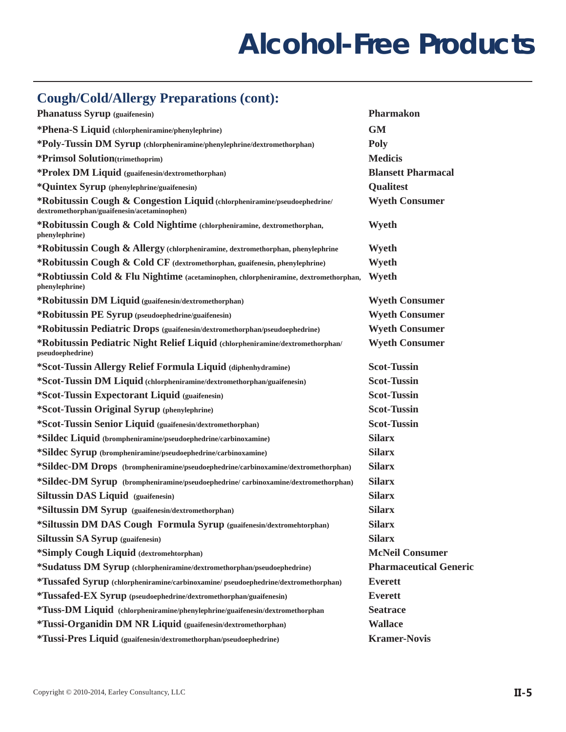# Alcohol-Free Products

## Cough/Cold/Allergy Preparations (cont):

| Product | Manufacturer |
| --- | --- |
| **Phanatuss Syrup** (guaifenesin) | **Pharmakon** |
| ***Phena-S Liquid** (chlorpheniramine/phenylephrine) | **GM** |
| ***Poly-Tussin DM Syrup** (chlorpheniramine/phenylephrine/dextromethorphan) | **Poly** |
| ***Primsol Solution**(trimethoprim) | **Medicis** |
| ***Prolex DM Liquid** (guaifenesin/dextromethorphan) | **Blansett Pharmacal** |
| ***Quintex Syrup** (phenylephrine/guaifenesin) | **Qualitest** |
| ***Robitussin Cough & Congestion Liquid** (chlorpheniramine/pseudoephedrine/dextromethorphan/guaifenesin/acetaminophen) | **Wyeth Consumer** |
| ***Robitussin Cough & Cold Nightime** (chlorpheniramine, dextromethorphan, phenylephrine) | **Wyeth** |
| ***Robitussin Cough & Allergy** (chlorpheniramine, dextromethorphan, phenylephrine | **Wyeth** |
| ***Robitussin Cough & Cold CF** (dextromethorphan, guaifenesin, phenylephrine) | **Wyeth** |
| ***Robtiussin Cold & Flu Nightime** (acetaminophen, chlorpheniramine, dextromethorphan, phenylephrine) | **Wyeth** |
| ***Robitussin DM Liquid** (guaifenesin/dextromethorphan) | **Wyeth Consumer** |
| ***Robitussin PE Syrup** (pseudoephedrine/guaifenesin) | **Wyeth Consumer** |
| ***Robitussin Pediatric Drops** (guaifenesin/dextromethorphan/pseudoephedrine) | **Wyeth Consumer** |
| ***Robitussin Pediatric Night Relief Liquid** (chlorpheniramine/dextromethorphan/pseudoephedrine) | **Wyeth Consumer** |
| ***Scot-Tussin Allergy Relief Formula Liquid** (diphenhydramine) | **Scot-Tussin** |
| ***Scot-Tussin DM Liquid** (chlorpheniramine/dextromethorphan/guaifenesin) | **Scot-Tussin** |
| ***Scot-Tussin Expectorant Liquid** (guaifenesin) | **Scot-Tussin** |
| ***Scot-Tussin Original Syrup** (phenylephrine) | **Scot-Tussin** |
| ***Scot-Tussin Senior Liquid** (guaifenesin/dextromethorphan) | **Scot-Tussin** |
| ***Sildec Liquid** (brompheniramine/pseudoephedrine/carbinoxamine) | **Silarx** |
| ***Sildec Syrup** (brompheniramine/pseudoephedrine/carbinoxamine) | **Silarx** |
| ***Sildec-DM Drops** (brompheniramine/pseudoephedrine/carbinoxamine/dextromethorphan) | **Silarx** |
| ***Sildec-DM Syrup** (brompheniramine/pseudoephedrine/ carbinoxamine/dextromethorphan) | **Silarx** |
| **Siltussin DAS Liquid** (guaifenesin) | **Silarx** |
| ***Siltussin DM Syrup** (guaifenesin/dextromethorphan) | **Silarx** |
| ***Siltussin DM DAS Cough Formula Syrup** (guaifenesin/dextromehtorphan) | **Silarx** |
| **Siltussin SA Syrup** (guaifenesin) | **Silarx** |
| ***Simply Cough Liquid** (dextromehtorphan) | **McNeil Consumer** |
| ***Sudatuss DM Syrup** (chlorpheniramine/dextromethorphan/pseudoephedrine) | **Pharmaceutical Generic** |
| ***Tussafed Syrup** (chlorpheniramine/carbinoxamine/ pseudoephedrine/dextromethorphan) | **Everett** |
| ***Tussafed-EX Syrup** (pseudoephedrine/dextromethorphan/guaifenesin) | **Everett** |
| ***Tuss-DM Liquid** (chlorpheniramine/phenylephrine/guaifenesin/dextromethorphan | **Seatrace** |
| ***Tussi-Organidin DM NR Liquid** (guaifenesin/dextromethorphan) | **Wallace** |
| ***Tussi-Pres Liquid** (guaifenesin/dextromethorphan/pseudoephedrine) | **Kramer-Novis** |

Copyright © 2010-2014, Earley Consultancy, LLC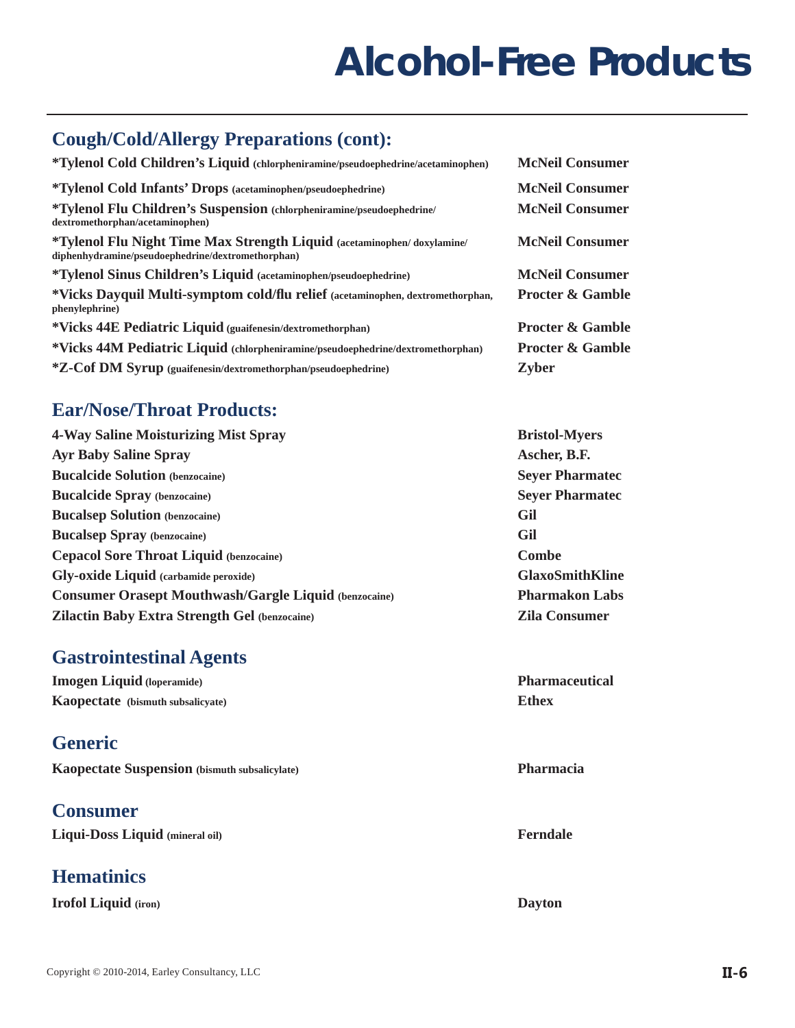# Alcohol-Free Products

## Cough/Cold/Allergy Preparations (cont):

| Product | Manufacturer |
|---|---|
| **\*Tylenol Cold Children's Liquid** (chlorpheniramine/pseudoephedrine/acetaminophen) | **McNeil Consumer** |
| **\*Tylenol Cold Infants' Drops** (acetaminophen/pseudoephedrine) | **McNeil Consumer** |
| **\*Tylenol Flu Children's Suspension** (chlorpheniramine/pseudoephedrine/dextromethorphan/acetaminophen) | **McNeil Consumer** |
| **\*Tylenol Flu Night Time Max Strength Liquid** (acetaminophen/ doxylamine/diphenhydramine/pseudoephedrine/dextromethorphan) | **McNeil Consumer** |
| **\*Tylenol Sinus Children's Liquid** (acetaminophen/pseudoephedrine) | **McNeil Consumer** |
| **\*Vicks Dayquil Multi-symptom cold/flu relief** (acetaminophen, dextromethorphan, phenylephrine) | **Procter & Gamble** |
| **\*Vicks 44E Pediatric Liquid** (guaifenesin/dextromethorphan) | **Procter & Gamble** |
| **\*Vicks 44M Pediatric Liquid** (chlorpheniramine/pseudoephedrine/dextromethorphan) | **Procter & Gamble** |
| **\*Z-Cof DM Syrup** (guaifenesin/dextromethorphan/pseudoephedrine) | **Zyber** |

## Ear/Nose/Throat Products:

| Product | Manufacturer |
|---|---|
| **4-Way Saline Moisturizing Mist Spray** | **Bristol-Myers** |
| **Ayr Baby Saline Spray** | **Ascher, B.F.** |
| **Bucalcide Solution** (benzocaine) | **Seyer Pharmatec** |
| **Bucalcide Spray** (benzocaine) | **Seyer Pharmatec** |
| **Bucalsep Solution** (benzocaine) | **Gil** |
| **Bucalsep Spray** (benzocaine) | **Gil** |
| **Cepacol Sore Throat Liquid** (benzocaine) | **Combe** |
| **Gly-oxide Liquid** (carbamide peroxide) | **GlaxoSmithKline** |
| **Consumer Orasept Mouthwash/Gargle Liquid** (benzocaine) | **Pharmakon Labs** |
| **Zilactin Baby Extra Strength Gel** (benzocaine) | **Zila Consumer** |

## Gastrointestinal Agents

| Product | Manufacturer |
|---|---|
| **Imogen Liquid** (loperamide) | **Pharmaceutical** |
| **Kaopectate** (bismuth subsalicyate) | **Ethex** |

## Generic

| Product | Manufacturer |
|---|---|
| **Kaopectate Suspension** (bismuth subsalicylate) | **Pharmacia** |

## Consumer

| Product | Manufacturer |
|---|---|
| **Liqui-Doss Liquid** (mineral oil) | **Ferndale** |

## Hematinics

| Product | Manufacturer |
|---|---|
| **Irofol Liquid** (iron) | **Dayton** |

Copyright © 2010-2014, Earley Consultancy, LLC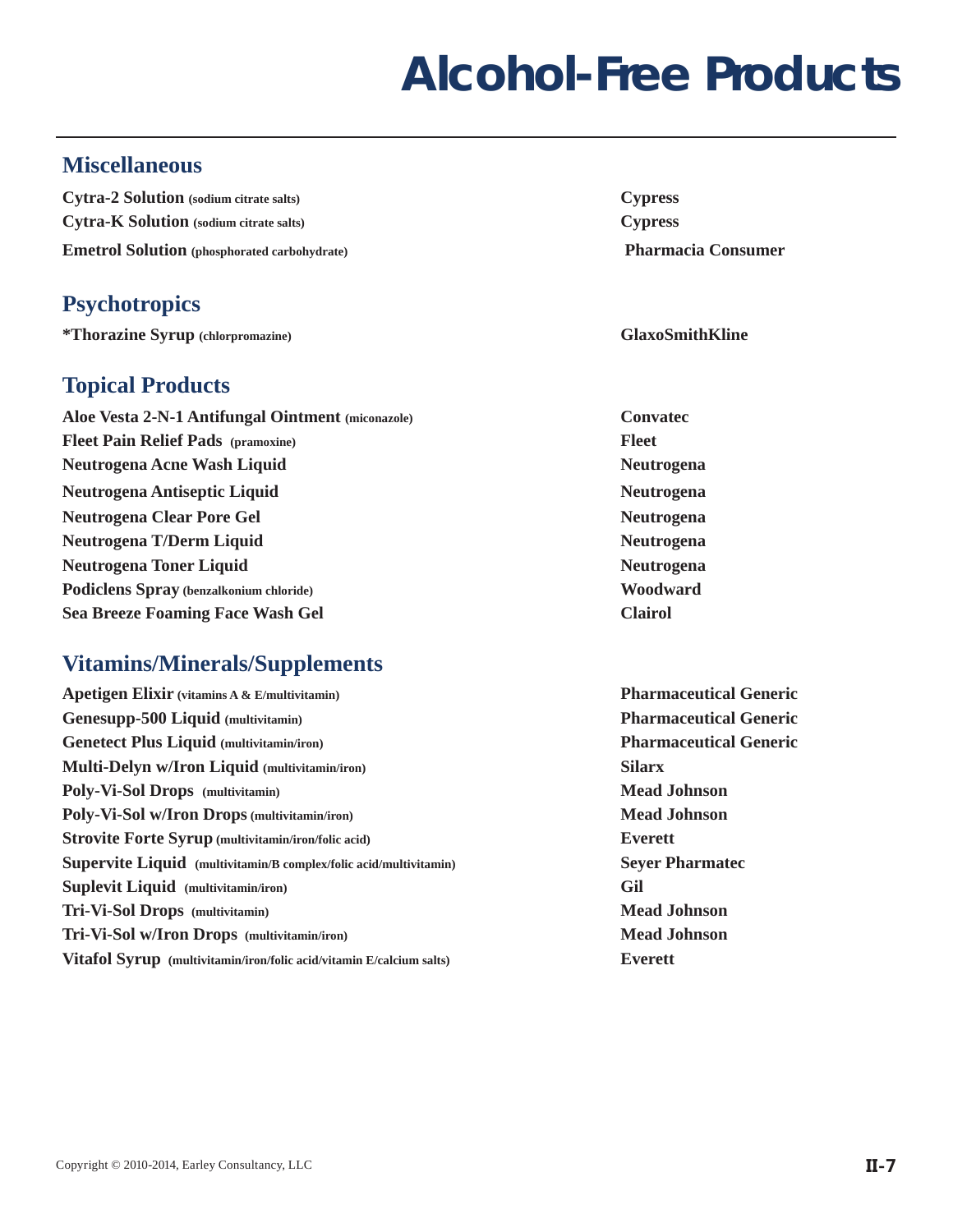# Alcohol-Free Products

## Miscellaneous

| Product | Manufacturer |
|---|---|
| **Cytra-2 Solution** (sodium citrate salts) | **Cypress** |
| **Cytra-K Solution** (sodium citrate salts) | **Cypress** |
| **Emetrol Solution** (phosphorated carbohydrate) | **Pharmacia Consumer** |

## Psychotropics

| Product | Manufacturer |
|---|---|
| ***Thorazine Syrup** (chlorpromazine) | **GlaxoSmithKline** |

## Topical Products

| Product | Manufacturer |
|---|---|
| **Aloe Vesta 2-N-1 Antifungal Ointment** (miconazole) | **Convatec** |
| **Fleet Pain Relief Pads** (pramoxine) | **Fleet** |
| **Neutrogena Acne Wash Liquid** | **Neutrogena** |
| **Neutrogena Antiseptic Liquid** | **Neutrogena** |
| **Neutrogena Clear Pore Gel** | **Neutrogena** |
| **Neutrogena T/Derm Liquid** | **Neutrogena** |
| **Neutrogena Toner Liquid** | **Neutrogena** |
| **Podiclens Spray** (benzalkonium chloride) | **Woodward** |
| **Sea Breeze Foaming Face Wash Gel** | **Clairol** |

## Vitamins/Minerals/Supplements

| Product | Manufacturer |
|---|---|
| **Apetigen Elixir** (vitamins A & E/multivitamin) | **Pharmaceutical Generic** |
| **Genesupp-500 Liquid** (multivitamin) | **Pharmaceutical Generic** |
| **Genetect Plus Liquid** (multivitamin/iron) | **Pharmaceutical Generic** |
| **Multi-Delyn w/Iron Liquid** (multivitamin/iron) | **Silarx** |
| **Poly-Vi-Sol Drops** (multivitamin) | **Mead Johnson** |
| **Poly-Vi-Sol w/Iron Drops** (multivitamin/iron) | **Mead Johnson** |
| **Strovite Forte Syrup** (multivitamin/iron/folic acid) | **Everett** |
| **Supervite Liquid** (multivitamin/B complex/folic acid/multivitamin) | **Seyer Pharmatec** |
| **Suplevit Liquid** (multivitamin/iron) | **Gil** |
| **Tri-Vi-Sol Drops** (multivitamin) | **Mead Johnson** |
| **Tri-Vi-Sol w/Iron Drops** (multivitamin/iron) | **Mead Johnson** |
| **Vitafol Syrup** (multivitamin/iron/folic acid/vitamin E/calcium salts) | **Everett** |

Copyright © 2010-2014, Earley Consultancy, LLC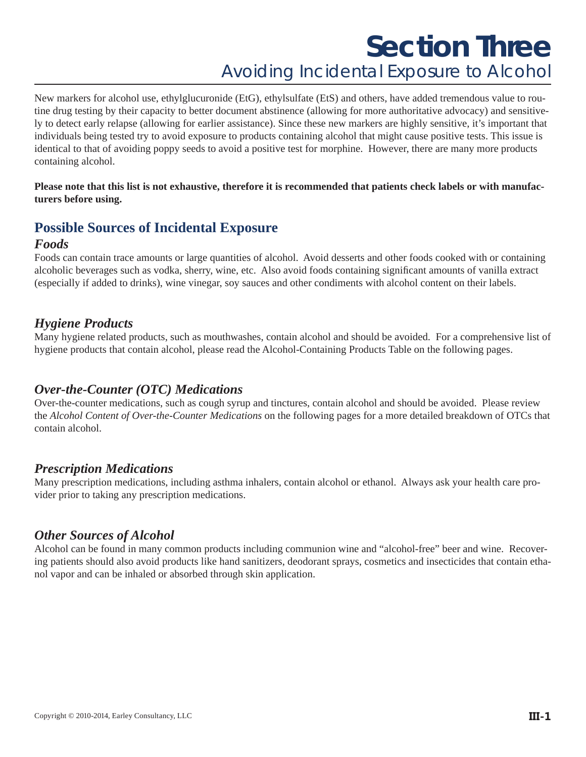# Section Three

## Avoiding Incidental Exposure to Alcohol

New markers for alcohol use, ethylglucuronide (EtG), ethylsulfate (EtS) and others, have added tremendous value to routine drug testing by their capacity to better document abstinence (allowing for more authoritative advocacy) and sensitively to detect early relapse (allowing for earlier assistance). Since these new markers are highly sensitive, it's important that individuals being tested try to avoid exposure to products containing alcohol that might cause positive tests. This issue is identical to that of avoiding poppy seeds to avoid a positive test for morphine. However, there are many more products containing alcohol.

**Please note that this list is not exhaustive, therefore it is recommended that patients check labels or with manufacturers before using.**

## Possible Sources of Incidental Exposure

### *Foods*

Foods can contain trace amounts or large quantities of alcohol. Avoid desserts and other foods cooked with or containing alcoholic beverages such as vodka, sherry, wine, etc. Also avoid foods containing significant amounts of vanilla extract (especially if added to drinks), wine vinegar, soy sauces and other condiments with alcohol content on their labels.

### *Hygiene Products*

Many hygiene related products, such as mouthwashes, contain alcohol and should be avoided. For a comprehensive list of hygiene products that contain alcohol, please read the Alcohol-Containing Products Table on the following pages.

### *Over-the-Counter (OTC) Medications*

Over-the-counter medications, such as cough syrup and tinctures, contain alcohol and should be avoided. Please review the *Alcohol Content of Over-the-Counter Medications* on the following pages for a more detailed breakdown of OTCs that contain alcohol.

### *Prescription Medications*

Many prescription medications, including asthma inhalers, contain alcohol or ethanol. Always ask your health care provider prior to taking any prescription medications.

### *Other Sources of Alcohol*

Alcohol can be found in many common products including communion wine and "alcohol-free" beer and wine. Recovering patients should also avoid products like hand sanitizers, deodorant sprays, cosmetics and insecticides that contain ethanol vapor and can be inhaled or absorbed through skin application.

Copyright © 2010-2014, Earley Consultancy, LLC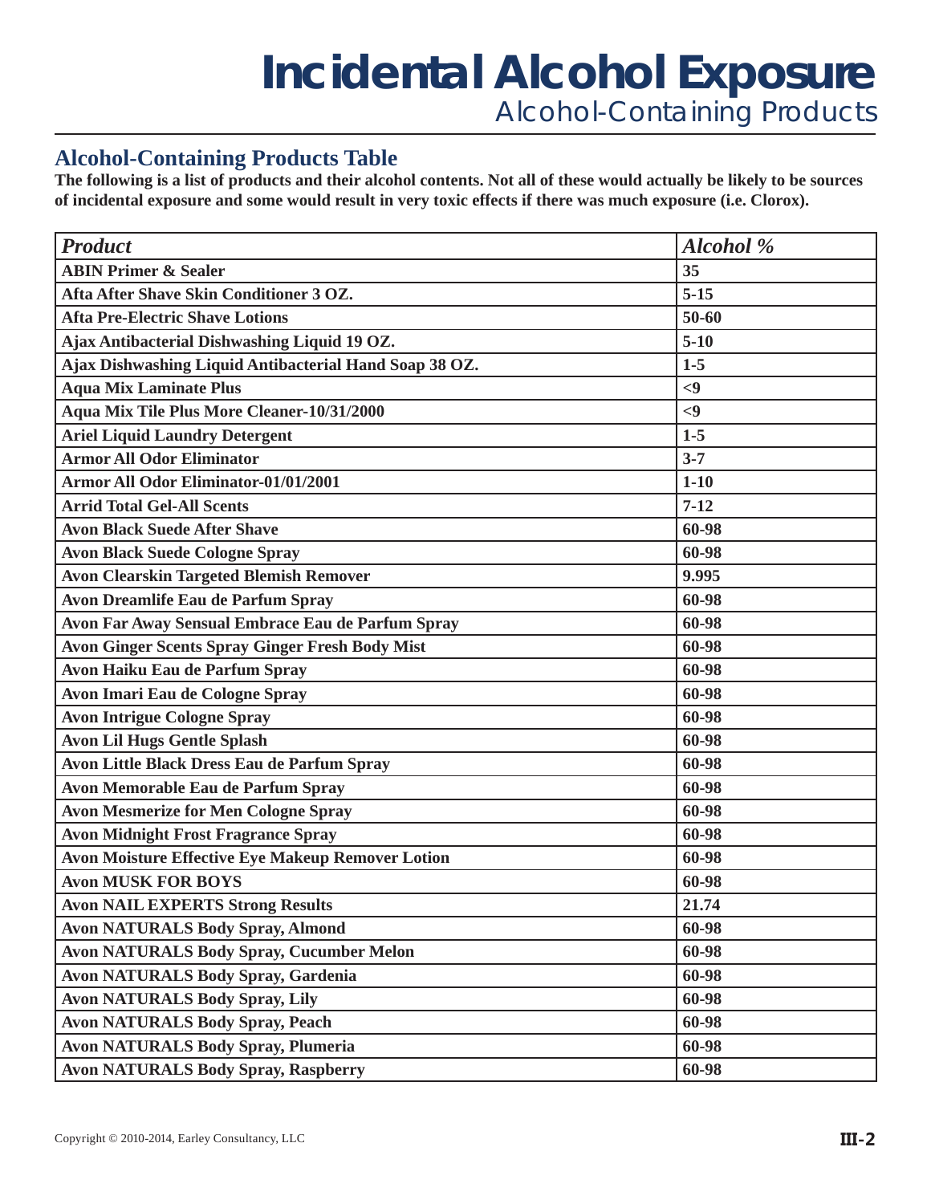# Incidental Alcohol Exposure

## Alcohol-Containing Products

### Alcohol-Containing Products Table

**The following is a list of products and their alcohol contents. Not all of these would actually be likely to be sources of incidental exposure and some would result in very toxic effects if there was much exposure (i.e. Clorox).**

| *Product* | *Alcohol %* |
|---|---|
| ABIN Primer & Sealer | 35 |
| Afta After Shave Skin Conditioner 3 OZ. | 5-15 |
| Afta Pre-Electric Shave Lotions | 50-60 |
| Ajax Antibacterial Dishwashing Liquid 19 OZ. | 5-10 |
| Ajax Dishwashing Liquid Antibacterial Hand Soap 38 OZ. | 1-5 |
| Aqua Mix Laminate Plus | <9 |
| Aqua Mix Tile Plus More Cleaner-10/31/2000 | <9 |
| Ariel Liquid Laundry Detergent | 1-5 |
| Armor All Odor Eliminator | 3-7 |
| Armor All Odor Eliminator-01/01/2001 | 1-10 |
| Arrid Total Gel-All Scents | 7-12 |
| Avon Black Suede After Shave | 60-98 |
| Avon Black Suede Cologne Spray | 60-98 |
| Avon Clearskin Targeted Blemish Remover | 9.995 |
| Avon Dreamlife Eau de Parfum Spray | 60-98 |
| Avon Far Away Sensual Embrace Eau de Parfum Spray | 60-98 |
| Avon Ginger Scents Spray Ginger Fresh Body Mist | 60-98 |
| Avon Haiku Eau de Parfum Spray | 60-98 |
| Avon Imari Eau de Cologne Spray | 60-98 |
| Avon Intrigue Cologne Spray | 60-98 |
| Avon Lil Hugs Gentle Splash | 60-98 |
| Avon Little Black Dress Eau de Parfum Spray | 60-98 |
| Avon Memorable Eau de Parfum Spray | 60-98 |
| Avon Mesmerize for Men Cologne Spray | 60-98 |
| Avon Midnight Frost Fragrance Spray | 60-98 |
| Avon Moisture Effective Eye Makeup Remover Lotion | 60-98 |
| Avon MUSK FOR BOYS | 60-98 |
| Avon NAIL EXPERTS Strong Results | 21.74 |
| Avon NATURALS Body Spray, Almond | 60-98 |
| Avon NATURALS Body Spray, Cucumber Melon | 60-98 |
| Avon NATURALS Body Spray, Gardenia | 60-98 |
| Avon NATURALS Body Spray, Lily | 60-98 |
| Avon NATURALS Body Spray, Peach | 60-98 |
| Avon NATURALS Body Spray, Plumeria | 60-98 |
| Avon NATURALS Body Spray, Raspberry | 60-98 |

Copyright © 2010-2014, Earley Consultancy, LLC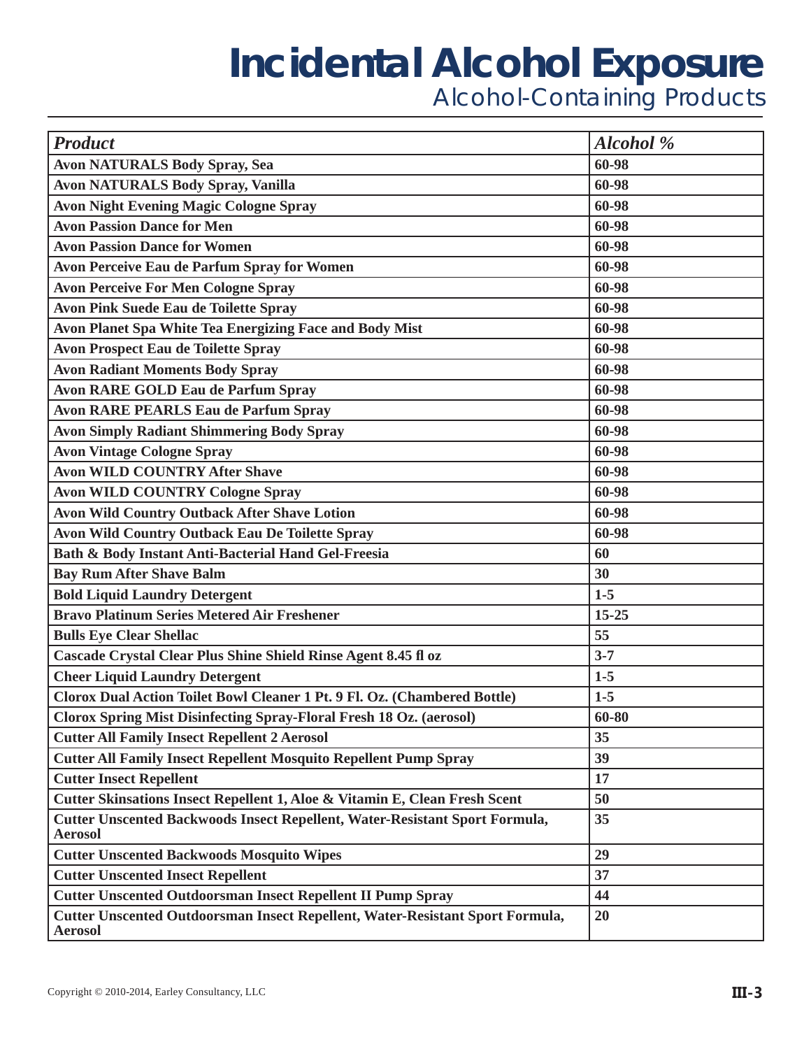# Incidental Alcohol Exposure

## Alcohol-Containing Products

| *Product* | *Alcohol %* |
|---|---|
| **Avon NATURALS Body Spray, Sea** | **60-98** |
| **Avon NATURALS Body Spray, Vanilla** | **60-98** |
| **Avon Night Evening Magic Cologne Spray** | **60-98** |
| **Avon Passion Dance for Men** | **60-98** |
| **Avon Passion Dance for Women** | **60-98** |
| **Avon Perceive Eau de Parfum Spray for Women** | **60-98** |
| **Avon Perceive For Men Cologne Spray** | **60-98** |
| **Avon Pink Suede Eau de Toilette Spray** | **60-98** |
| **Avon Planet Spa White Tea Energizing Face and Body Mist** | **60-98** |
| **Avon Prospect Eau de Toilette Spray** | **60-98** |
| **Avon Radiant Moments Body Spray** | **60-98** |
| **Avon RARE GOLD Eau de Parfum Spray** | **60-98** |
| **Avon RARE PEARLS Eau de Parfum Spray** | **60-98** |
| **Avon Simply Radiant Shimmering Body Spray** | **60-98** |
| **Avon Vintage Cologne Spray** | **60-98** |
| **Avon WILD COUNTRY After Shave** | **60-98** |
| **Avon WILD COUNTRY Cologne Spray** | **60-98** |
| **Avon Wild Country Outback After Shave Lotion** | **60-98** |
| **Avon Wild Country Outback Eau De Toilette Spray** | **60-98** |
| **Bath & Body Instant Anti-Bacterial Hand Gel-Freesia** | **60** |
| **Bay Rum After Shave Balm** | **30** |
| **Bold Liquid Laundry Detergent** | **1-5** |
| **Bravo Platinum Series Metered Air Freshener** | **15-25** |
| **Bulls Eye Clear Shellac** | **55** |
| **Cascade Crystal Clear Plus Shine Shield Rinse Agent 8.45 fl oz** | **3-7** |
| **Cheer Liquid Laundry Detergent** | **1-5** |
| **Clorox Dual Action Toilet Bowl Cleaner 1 Pt. 9 Fl. Oz. (Chambered Bottle)** | **1-5** |
| **Clorox Spring Mist Disinfecting Spray-Floral Fresh 18 Oz. (aerosol)** | **60-80** |
| **Cutter All Family Insect Repellent 2 Aerosol** | **35** |
| **Cutter All Family Insect Repellent Mosquito Repellent Pump Spray** | **39** |
| **Cutter Insect Repellent** | **17** |
| **Cutter Skinsations Insect Repellent 1, Aloe & Vitamin E, Clean Fresh Scent** | **50** |
| **Cutter Unscented Backwoods Insect Repellent, Water-Resistant Sport Formula, Aerosol** | **35** |
| **Cutter Unscented Backwoods Mosquito Wipes** | **29** |
| **Cutter Unscented Insect Repellent** | **37** |
| **Cutter Unscented Outdoorsman Insect Repellent II Pump Spray** | **44** |
| **Cutter Unscented Outdoorsman Insect Repellent, Water-Resistant Sport Formula, Aerosol** | **20** |

Copyright © 2010-2014, Earley Consultancy, LLC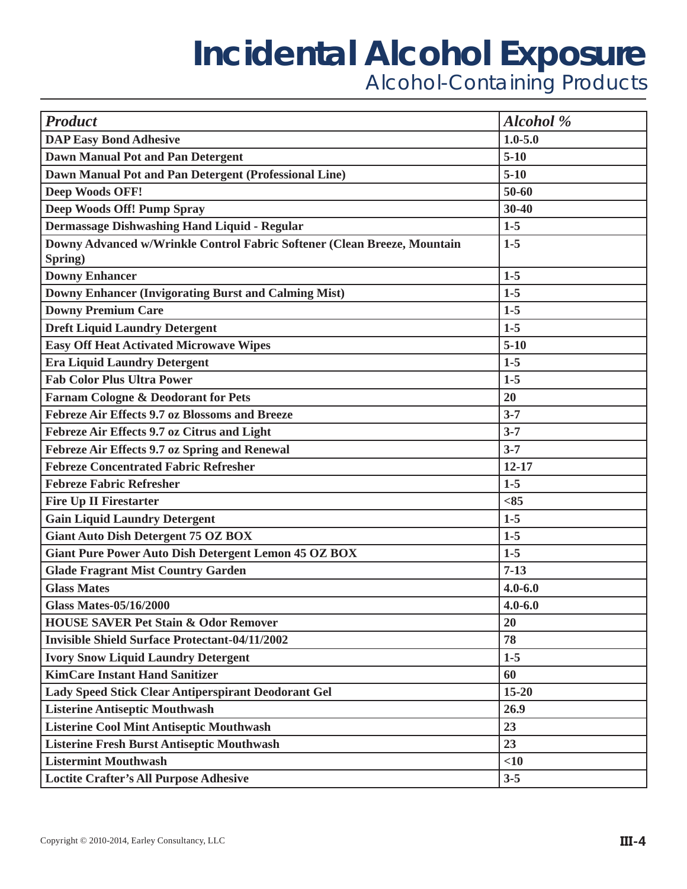# Incidental Alcohol Exposure

## Alcohol-Containing Products

| *Product* | *Alcohol %* |
|---|---|
| **DAP Easy Bond Adhesive** | **1.0-5.0** |
| **Dawn Manual Pot and Pan Detergent** | **5-10** |
| **Dawn Manual Pot and Pan Detergent (Professional Line)** | **5-10** |
| **Deep Woods OFF!** | **50-60** |
| **Deep Woods Off! Pump Spray** | **30-40** |
| **Dermassage Dishwashing Hand Liquid - Regular** | **1-5** |
| **Downy Advanced w/Wrinkle Control Fabric Softener (Clean Breeze, Mountain Spring)** | **1-5** |
| **Downy Enhancer** | **1-5** |
| **Downy Enhancer (Invigorating Burst and Calming Mist)** | **1-5** |
| **Downy Premium Care** | **1-5** |
| **Dreft Liquid Laundry Detergent** | **1-5** |
| **Easy Off Heat Activated Microwave Wipes** | **5-10** |
| **Era Liquid Laundry Detergent** | **1-5** |
| **Fab Color Plus Ultra Power** | **1-5** |
| **Farnam Cologne & Deodorant for Pets** | **20** |
| **Febreze Air Effects 9.7 oz Blossoms and Breeze** | **3-7** |
| **Febreze Air Effects 9.7 oz Citrus and Light** | **3-7** |
| **Febreze Air Effects 9.7 oz Spring and Renewal** | **3-7** |
| **Febreze Concentrated Fabric Refresher** | **12-17** |
| **Febreze Fabric Refresher** | **1-5** |
| **Fire Up II Firestarter** | **<85** |
| **Gain Liquid Laundry Detergent** | **1-5** |
| **Giant Auto Dish Detergent 75 OZ BOX** | **1-5** |
| **Giant Pure Power Auto Dish Detergent Lemon 45 OZ BOX** | **1-5** |
| **Glade Fragrant Mist Country Garden** | **7-13** |
| **Glass Mates** | **4.0-6.0** |
| **Glass Mates-05/16/2000** | **4.0-6.0** |
| **HOUSE SAVER Pet Stain & Odor Remover** | **20** |
| **Invisible Shield Surface Protectant-04/11/2002** | **78** |
| **Ivory Snow Liquid Laundry Detergent** | **1-5** |
| **KimCare Instant Hand Sanitizer** | **60** |
| **Lady Speed Stick Clear Antiperspirant Deodorant Gel** | **15-20** |
| **Listerine Antiseptic Mouthwash** | **26.9** |
| **Listerine Cool Mint Antiseptic Mouthwash** | **23** |
| **Listerine Fresh Burst Antiseptic Mouthwash** | **23** |
| **Listermint Mouthwash** | **<10** |
| **Loctite Crafter's All Purpose Adhesive** | **3-5** |

Copyright © 2010-2014, Earley Consultancy, LLC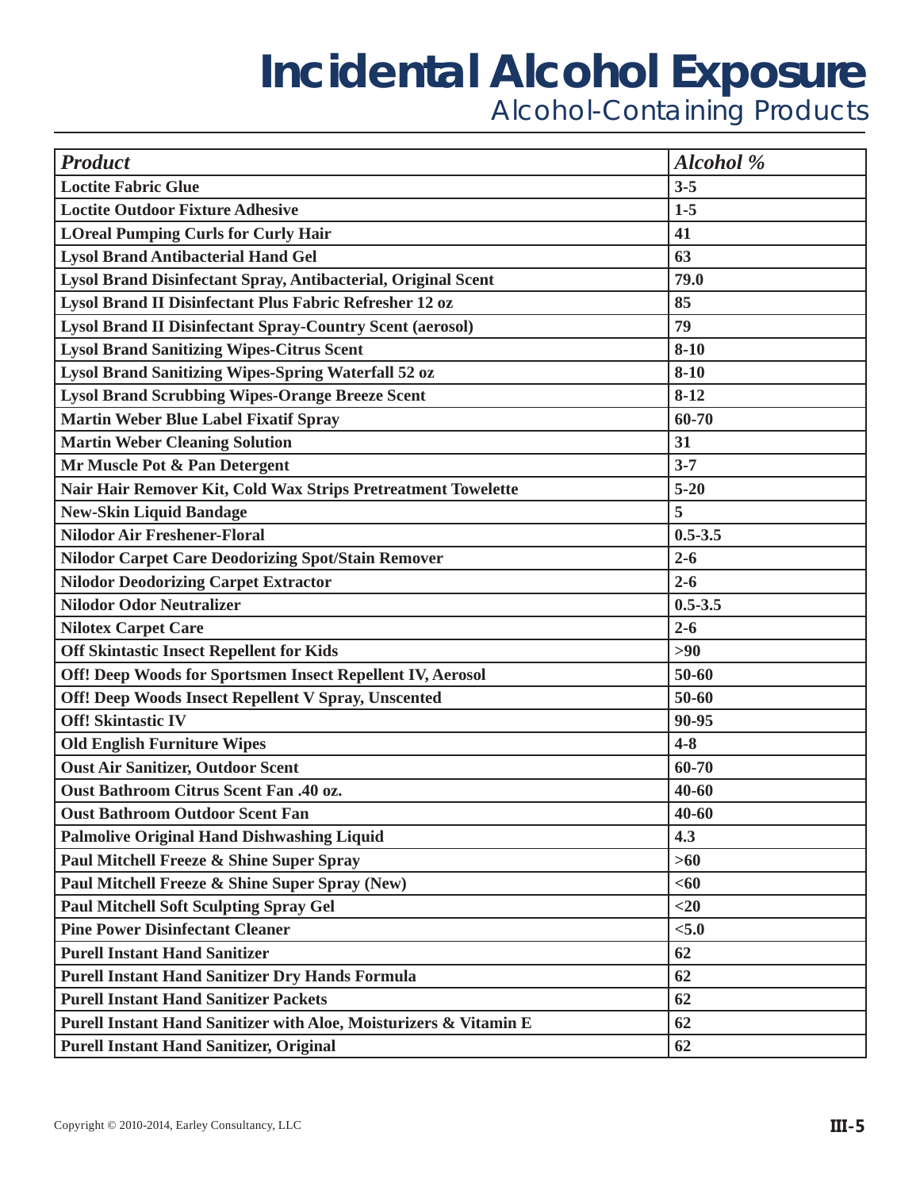# Incidental Alcohol Exposure

## Alcohol-Containing Products

| *Product* | *Alcohol %* |
|---|---|
| **Loctite Fabric Glue** | **3-5** |
| **Loctite Outdoor Fixture Adhesive** | **1-5** |
| **LOreal Pumping Curls for Curly Hair** | **41** |
| **Lysol Brand Antibacterial Hand Gel** | **63** |
| **Lysol Brand Disinfectant Spray, Antibacterial, Original Scent** | **79.0** |
| **Lysol Brand II Disinfectant Plus Fabric Refresher 12 oz** | **85** |
| **Lysol Brand II Disinfectant Spray-Country Scent (aerosol)** | **79** |
| **Lysol Brand Sanitizing Wipes-Citrus Scent** | **8-10** |
| **Lysol Brand Sanitizing Wipes-Spring Waterfall 52 oz** | **8-10** |
| **Lysol Brand Scrubbing Wipes-Orange Breeze Scent** | **8-12** |
| **Martin Weber Blue Label Fixatif Spray** | **60-70** |
| **Martin Weber Cleaning Solution** | **31** |
| **Mr Muscle Pot & Pan Detergent** | **3-7** |
| **Nair Hair Remover Kit, Cold Wax Strips Pretreatment Towelette** | **5-20** |
| **New-Skin Liquid Bandage** | **5** |
| **Nilodor Air Freshener-Floral** | **0.5-3.5** |
| **Nilodor Carpet Care Deodorizing Spot/Stain Remover** | **2-6** |
| **Nilodor Deodorizing Carpet Extractor** | **2-6** |
| **Nilodor Odor Neutralizer** | **0.5-3.5** |
| **Nilotex Carpet Care** | **2-6** |
| **Off Skintastic Insect Repellent for Kids** | **>90** |
| **Off! Deep Woods for Sportsmen Insect Repellent IV, Aerosol** | **50-60** |
| **Off! Deep Woods Insect Repellent V Spray, Unscented** | **50-60** |
| **Off! Skintastic IV** | **90-95** |
| **Old English Furniture Wipes** | **4-8** |
| **Oust Air Sanitizer, Outdoor Scent** | **60-70** |
| **Oust Bathroom Citrus Scent Fan .40 oz.** | **40-60** |
| **Oust Bathroom Outdoor Scent Fan** | **40-60** |
| **Palmolive Original Hand Dishwashing Liquid** | **4.3** |
| **Paul Mitchell Freeze & Shine Super Spray** | **>60** |
| **Paul Mitchell Freeze & Shine Super Spray (New)** | **<60** |
| **Paul Mitchell Soft Sculpting Spray Gel** | **<20** |
| **Pine Power Disinfectant Cleaner** | **<5.0** |
| **Purell Instant Hand Sanitizer** | **62** |
| **Purell Instant Hand Sanitizer Dry Hands Formula** | **62** |
| **Purell Instant Hand Sanitizer Packets** | **62** |
| **Purell Instant Hand Sanitizer with Aloe, Moisturizers & Vitamin E** | **62** |
| **Purell Instant Hand Sanitizer, Original** | **62** |

Copyright © 2010-2014, Earley Consultancy, LLC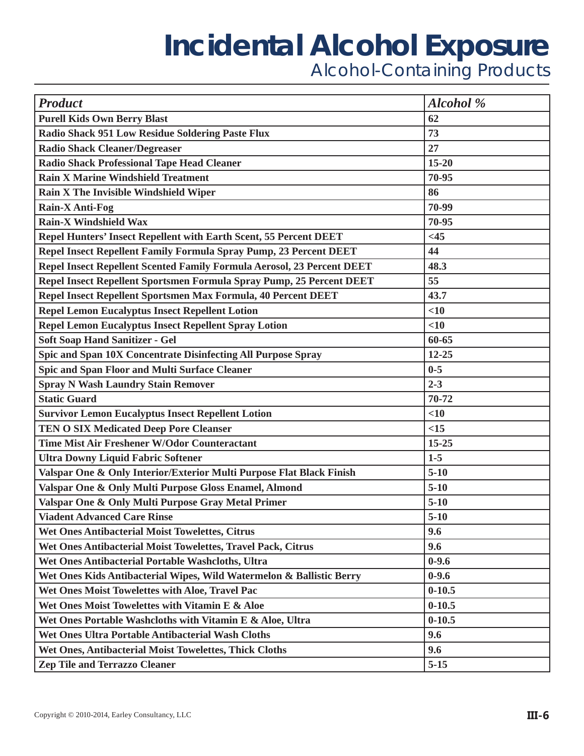# Incidental Alcohol Exposure

## Alcohol-Containing Products

| *Product* | *Alcohol %* |
|---|---|
| **Purell Kids Own Berry Blast** | **62** |
| **Radio Shack 951 Low Residue Soldering Paste Flux** | **73** |
| **Radio Shack Cleaner/Degreaser** | **27** |
| **Radio Shack Professional Tape Head Cleaner** | **15-20** |
| **Rain X Marine Windshield Treatment** | **70-95** |
| **Rain X The Invisible Windshield Wiper** | **86** |
| **Rain-X Anti-Fog** | **70-99** |
| **Rain-X Windshield Wax** | **70-95** |
| **Repel Hunters' Insect Repellent with Earth Scent, 55 Percent DEET** | **<45** |
| **Repel Insect Repellent Family Formula Spray Pump, 23 Percent DEET** | **44** |
| **Repel Insect Repellent Scented Family Formula Aerosol, 23 Percent DEET** | **48.3** |
| **Repel Insect Repellent Sportsmen Formula Spray Pump, 25 Percent DEET** | **55** |
| **Repel Insect Repellent Sportsmen Max Formula, 40 Percent DEET** | **43.7** |
| **Repel Lemon Eucalyptus Insect Repellent Lotion** | **<10** |
| **Repel Lemon Eucalyptus Insect Repellent Spray Lotion** | **<10** |
| **Soft Soap Hand Sanitizer - Gel** | **60-65** |
| **Spic and Span 10X Concentrate Disinfecting All Purpose Spray** | **12-25** |
| **Spic and Span Floor and Multi Surface Cleaner** | **0-5** |
| **Spray N Wash Laundry Stain Remover** | **2-3** |
| **Static Guard** | **70-72** |
| **Survivor Lemon Eucalyptus Insect Repellent Lotion** | **<10** |
| **TEN O SIX Medicated Deep Pore Cleanser** | **<15** |
| **Time Mist Air Freshener W/Odor Counteractant** | **15-25** |
| **Ultra Downy Liquid Fabric Softener** | **1-5** |
| **Valspar One & Only Interior/Exterior Multi Purpose Flat Black Finish** | **5-10** |
| **Valspar One & Only Multi Purpose Gloss Enamel, Almond** | **5-10** |
| **Valspar One & Only Multi Purpose Gray Metal Primer** | **5-10** |
| **Viadent Advanced Care Rinse** | **5-10** |
| **Wet Ones Antibacterial Moist Towelettes, Citrus** | **9.6** |
| **Wet Ones Antibacterial Moist Towelettes, Travel Pack, Citrus** | **9.6** |
| **Wet Ones Antibacterial Portable Washcloths, Ultra** | **0-9.6** |
| **Wet Ones Kids Antibacterial Wipes, Wild Watermelon & Ballistic Berry** | **0-9.6** |
| **Wet Ones Moist Towelettes with Aloe, Travel Pac** | **0-10.5** |
| **Wet Ones Moist Towelettes with Vitamin E & Aloe** | **0-10.5** |
| **Wet Ones Portable Washcloths with Vitamin E & Aloe, Ultra** | **0-10.5** |
| **Wet Ones Ultra Portable Antibacterial Wash Cloths** | **9.6** |
| **Wet Ones, Antibacterial Moist Towelettes, Thick Cloths** | **9.6** |
| **Zep Tile and Terrazzo Cleaner** | **5-15** |

Copyright © 2010-2014, Earley Consultancy, LLC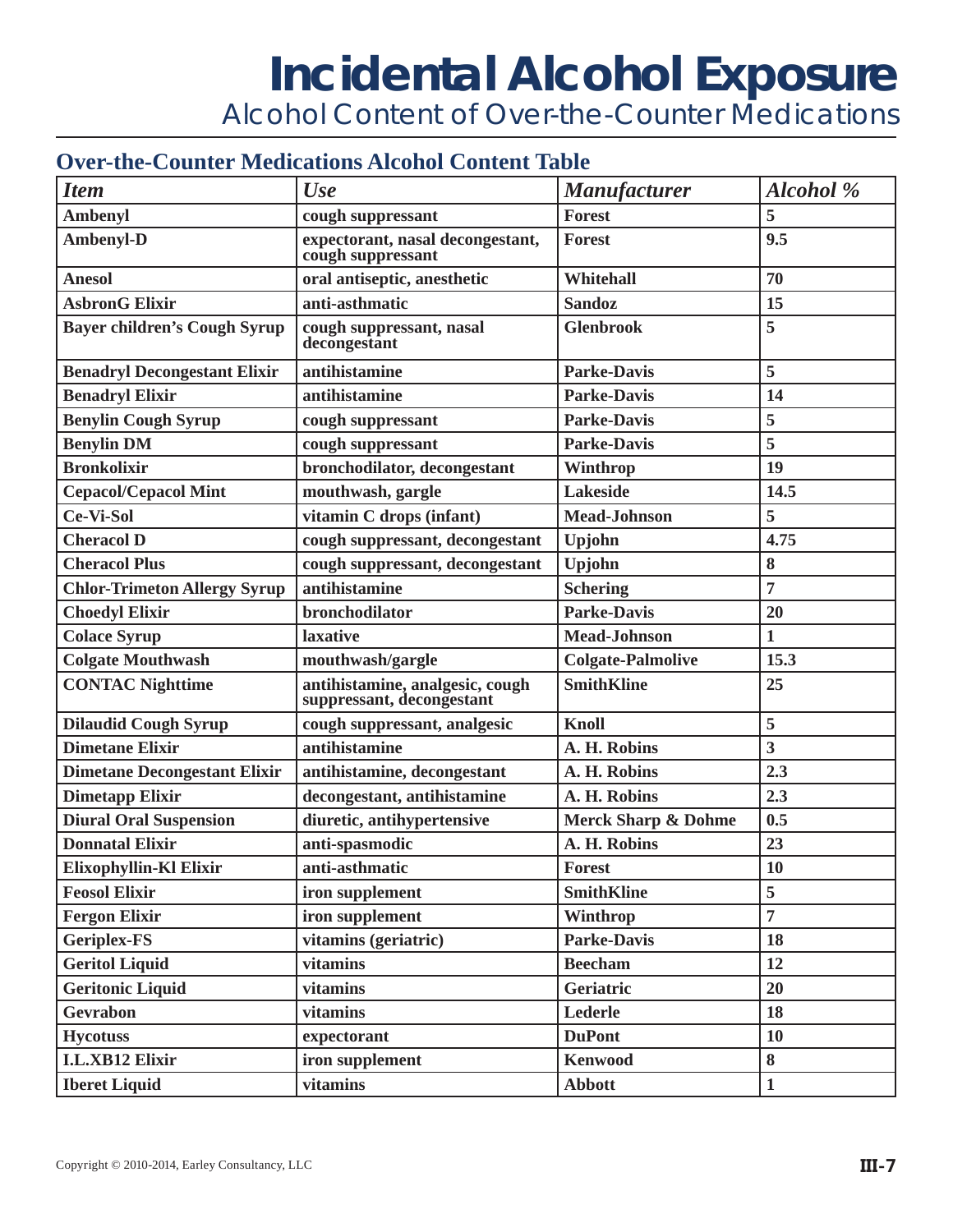# Incidental Alcohol Exposure

## Alcohol Content of Over-the-Counter Medications

### Over-the-Counter Medications Alcohol Content Table

| *Item* | *Use* | *Manufacturer* | *Alcohol %* |
|---|---|---|---|
| **Ambenyl** | **cough suppressant** | **Forest** | **5** |
| **Ambenyl-D** | **expectorant, nasal decongestant, cough suppressant** | **Forest** | **9.5** |
| **Anesol** | **oral antiseptic, anesthetic** | **Whitehall** | **70** |
| **AsbronG Elixir** | **anti-asthmatic** | **Sandoz** | **15** |
| **Bayer children's Cough Syrup** | **cough suppressant, nasal decongestant** | **Glenbrook** | **5** |
| **Benadryl Decongestant Elixir** | **antihistamine** | **Parke-Davis** | **5** |
| **Benadryl Elixir** | **antihistamine** | **Parke-Davis** | **14** |
| **Benylin Cough Syrup** | **cough suppressant** | **Parke-Davis** | **5** |
| **Benylin DM** | **cough suppressant** | **Parke-Davis** | **5** |
| **Bronkolixir** | **bronchodilator, decongestant** | **Winthrop** | **19** |
| **Cepacol/Cepacol Mint** | **mouthwash, gargle** | **Lakeside** | **14.5** |
| **Ce-Vi-Sol** | **vitamin C drops (infant)** | **Mead-Johnson** | **5** |
| **Cheracol D** | **cough suppressant, decongestant** | **Upjohn** | **4.75** |
| **Cheracol Plus** | **cough suppressant, decongestant** | **Upjohn** | **8** |
| **Chlor-Trimeton Allergy Syrup** | **antihistamine** | **Schering** | **7** |
| **Choedyl Elixir** | **bronchodilator** | **Parke-Davis** | **20** |
| **Colace Syrup** | **laxative** | **Mead-Johnson** | **1** |
| **Colgate Mouthwash** | **mouthwash/gargle** | **Colgate-Palmolive** | **15.3** |
| **CONTAC Nighttime** | **antihistamine, analgesic, cough suppressant, decongestant** | **SmithKline** | **25** |
| **Dilaudid Cough Syrup** | **cough suppressant, analgesic** | **Knoll** | **5** |
| **Dimetane Elixir** | **antihistamine** | **A. H. Robins** | **3** |
| **Dimetane Decongestant Elixir** | **antihistamine, decongestant** | **A. H. Robins** | **2.3** |
| **Dimetapp Elixir** | **decongestant, antihistamine** | **A. H. Robins** | **2.3** |
| **Diural Oral Suspension** | **diuretic, antihypertensive** | **Merck Sharp & Dohme** | **0.5** |
| **Donnatal Elixir** | **anti-spasmodic** | **A. H. Robins** | **23** |
| **Elixophyllin-Kl Elixir** | **anti-asthmatic** | **Forest** | **10** |
| **Feosol Elixir** | **iron supplement** | **SmithKline** | **5** |
| **Fergon Elixir** | **iron supplement** | **Winthrop** | **7** |
| **Geriplex-FS** | **vitamins (geriatric)** | **Parke-Davis** | **18** |
| **Geritol Liquid** | **vitamins** | **Beecham** | **12** |
| **Geritonic Liquid** | **vitamins** | **Geriatric** | **20** |
| **Gevrabon** | **vitamins** | **Lederle** | **18** |
| **Hycotuss** | **expectorant** | **DuPont** | **10** |
| **I.L.XB12 Elixir** | **iron supplement** | **Kenwood** | **8** |
| **Iberet Liquid** | **vitamins** | **Abbott** | **1** |

Copyright © 2010-2014, Earley Consultancy, LLC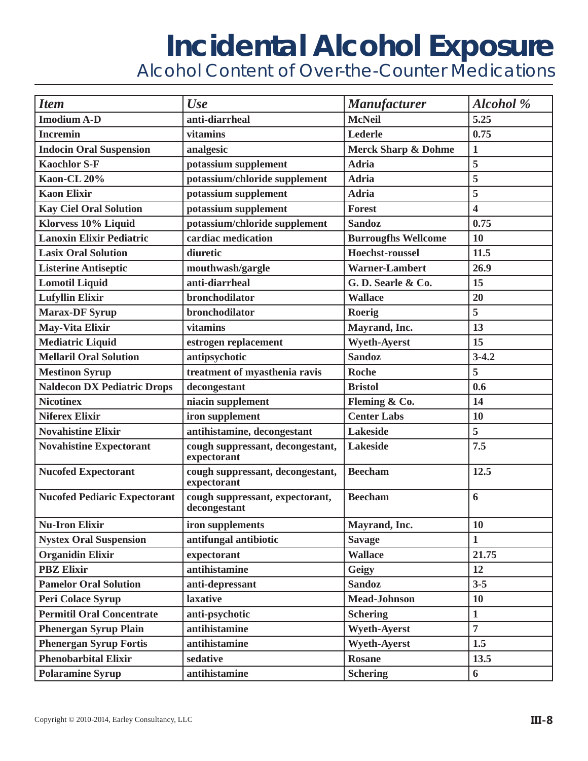# Incidental Alcohol Exposure

## Alcohol Content of Over-the-Counter Medications

| *Item* | *Use* | *Manufacturer* | *Alcohol %* |
|---|---|---|---|
| **Imodium A-D** | **anti-diarrheal** | **McNeil** | **5.25** |
| **Incremin** | **vitamins** | **Lederle** | **0.75** |
| **Indocin Oral Suspension** | **analgesic** | **Merck Sharp & Dohme** | **1** |
| **Kaochlor S-F** | **potassium supplement** | **Adria** | **5** |
| **Kaon-CL 20%** | **potassium/chloride supplement** | **Adria** | **5** |
| **Kaon Elixir** | **potassium supplement** | **Adria** | **5** |
| **Kay Ciel Oral Solution** | **potassium supplement** | **Forest** | **4** |
| **Klorvess 10% Liquid** | **potassium/chloride supplement** | **Sandoz** | **0.75** |
| **Lanoxin Elixir Pediatric** | **cardiac medication** | **Burrougfhs Wellcome** | **10** |
| **Lasix Oral Solution** | **diuretic** | **Hoechst-roussel** | **11.5** |
| **Listerine Antiseptic** | **mouthwash/gargle** | **Warner-Lambert** | **26.9** |
| **Lomotil Liquid** | **anti-diarrheal** | **G. D. Searle & Co.** | **15** |
| **Lufyllin Elixir** | **bronchodilator** | **Wallace** | **20** |
| **Marax-DF Syrup** | **bronchodilator** | **Roerig** | **5** |
| **May-Vita Elixir** | **vitamins** | **Mayrand, Inc.** | **13** |
| **Mediatric Liquid** | **estrogen replacement** | **Wyeth-Ayerst** | **15** |
| **Mellaril Oral Solution** | **antipsychotic** | **Sandoz** | **3-4.2** |
| **Mestinon Syrup** | **treatment of myasthenia ravis** | **Roche** | **5** |
| **Naldecon DX Pediatric Drops** | **decongestant** | **Bristol** | **0.6** |
| **Nicotinex** | **niacin supplement** | **Fleming & Co.** | **14** |
| **Niferex Elixir** | **iron supplement** | **Center Labs** | **10** |
| **Novahistine Elixir** | **antihistamine, decongestant** | **Lakeside** | **5** |
| **Novahistine Expectorant** | **cough suppressant, decongestant, expectorant** | **Lakeside** | **7.5** |
| **Nucofed Expectorant** | **cough suppressant, decongestant, expectorant** | **Beecham** | **12.5** |
| **Nucofed Pediaric Expectorant** | **cough suppressant, expectorant, decongestant** | **Beecham** | **6** |
| **Nu-Iron Elixir** | **iron supplements** | **Mayrand, Inc.** | **10** |
| **Nystex Oral Suspension** | **antifungal antibiotic** | **Savage** | **1** |
| **Organidin Elixir** | **expectorant** | **Wallace** | **21.75** |
| **PBZ Elixir** | **antihistamine** | **Geigy** | **12** |
| **Pamelor Oral Solution** | **anti-depressant** | **Sandoz** | **3-5** |
| **Peri Colace Syrup** | **laxative** | **Mead-Johnson** | **10** |
| **Permitil Oral Concentrate** | **anti-psychotic** | **Schering** | **1** |
| **Phenergan Syrup Plain** | **antihistamine** | **Wyeth-Ayerst** | **7** |
| **Phenergan Syrup Fortis** | **antihistamine** | **Wyeth-Ayerst** | **1.5** |
| **Phenobarbital Elixir** | **sedative** | **Rosane** | **13.5** |
| **Polaramine Syrup** | **antihistamine** | **Schering** | **6** |

Copyright © 2010-2014, Earley Consultancy, LLC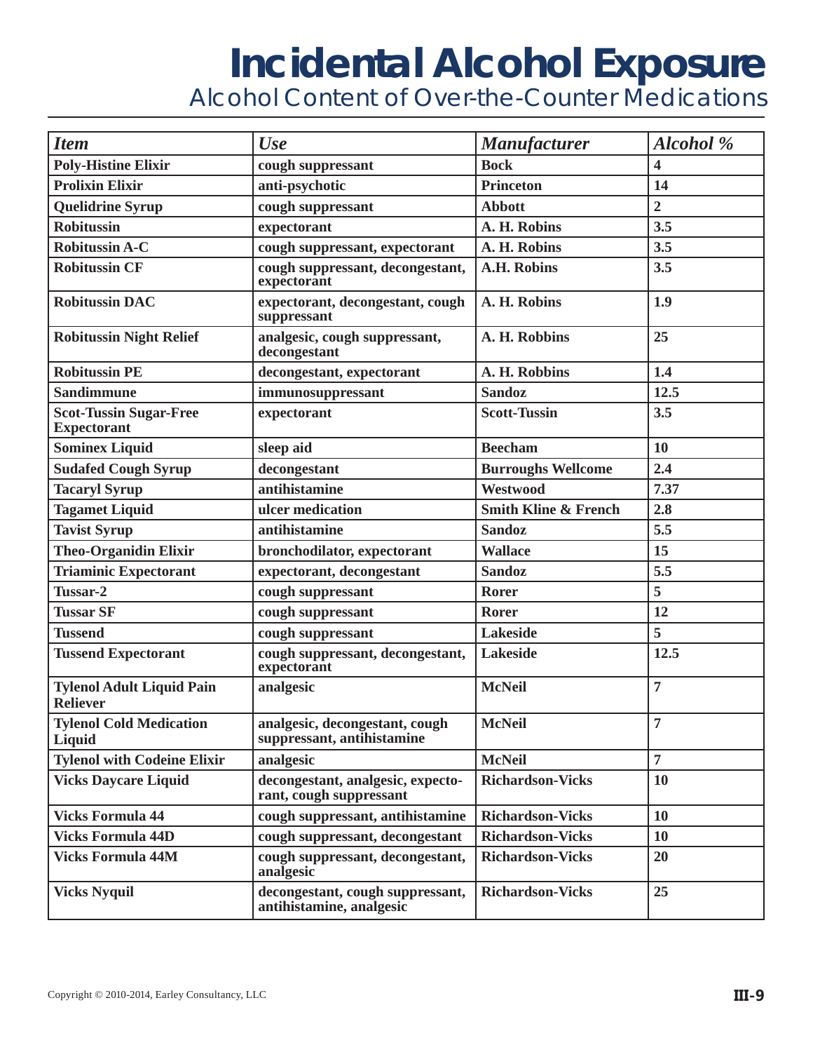# Incidental Alcohol Exposure

## Alcohol Content of Over-the-Counter Medications

| *Item* | *Use* | *Manufacturer* | *Alcohol %* |
|---|---|---|---|
| **Poly-Histine Elixir** | **cough suppressant** | **Bock** | **4** |
| **Prolixin Elixir** | **anti-psychotic** | **Princeton** | **14** |
| **Quelidrine Syrup** | **cough suppressant** | **Abbott** | **2** |
| **Robitussin** | **expectorant** | **A. H. Robins** | **3.5** |
| **Robitussin A-C** | **cough suppressant, expectorant** | **A. H. Robins** | **3.5** |
| **Robitussin CF** | **cough suppressant, decongestant, expectorant** | **A.H. Robins** | **3.5** |
| **Robitussin DAC** | **expectorant, decongestant, cough suppressant** | **A. H. Robins** | **1.9** |
| **Robitussin Night Relief** | **analgesic, cough suppressant, decongestant** | **A. H. Robbins** | **25** |
| **Robitussin PE** | **decongestant, expectorant** | **A. H. Robbins** | **1.4** |
| **Sandimmune** | **immunosuppressant** | **Sandoz** | **12.5** |
| **Scot-Tussin Sugar-Free Expectorant** | **expectorant** | **Scott-Tussin** | **3.5** |
| **Sominex Liquid** | **sleep aid** | **Beecham** | **10** |
| **Sudafed Cough Syrup** | **decongestant** | **Burroughs Wellcome** | **2.4** |
| **Tacaryl Syrup** | **antihistamine** | **Westwood** | **7.37** |
| **Tagamet Liquid** | **ulcer medication** | **Smith Kline & French** | **2.8** |
| **Tavist Syrup** | **antihistamine** | **Sandoz** | **5.5** |
| **Theo-Organidin Elixir** | **bronchodilator, expectorant** | **Wallace** | **15** |
| **Triaminic Expectorant** | **expectorant, decongestant** | **Sandoz** | **5.5** |
| **Tussar-2** | **cough suppressant** | **Rorer** | **5** |
| **Tussar SF** | **cough suppressant** | **Rorer** | **12** |
| **Tussend** | **cough suppressant** | **Lakeside** | **5** |
| **Tussend Expectorant** | **cough suppressant, decongestant, expectorant** | **Lakeside** | **12.5** |
| **Tylenol Adult Liquid Pain Reliever** | **analgesic** | **McNeil** | **7** |
| **Tylenol Cold Medication Liquid** | **analgesic, decongestant, cough suppressant, antihistamine** | **McNeil** | **7** |
| **Tylenol with Codeine Elixir** | **analgesic** | **McNeil** | **7** |
| **Vicks Daycare Liquid** | **decongestant, analgesic, expectorant, cough suppressant** | **Richardson-Vicks** | **10** |
| **Vicks Formula 44** | **cough suppressant, antihistamine** | **Richardson-Vicks** | **10** |
| **Vicks Formula 44D** | **cough suppressant, decongestant** | **Richardson-Vicks** | **10** |
| **Vicks Formula 44M** | **cough suppressant, decongestant, analgesic** | **Richardson-Vicks** | **20** |
| **Vicks Nyquil** | **decongestant, cough suppressant, antihistamine, analgesic** | **Richardson-Vicks** | **25** |

Copyright © 2010-2014, Earley Consultancy, LLC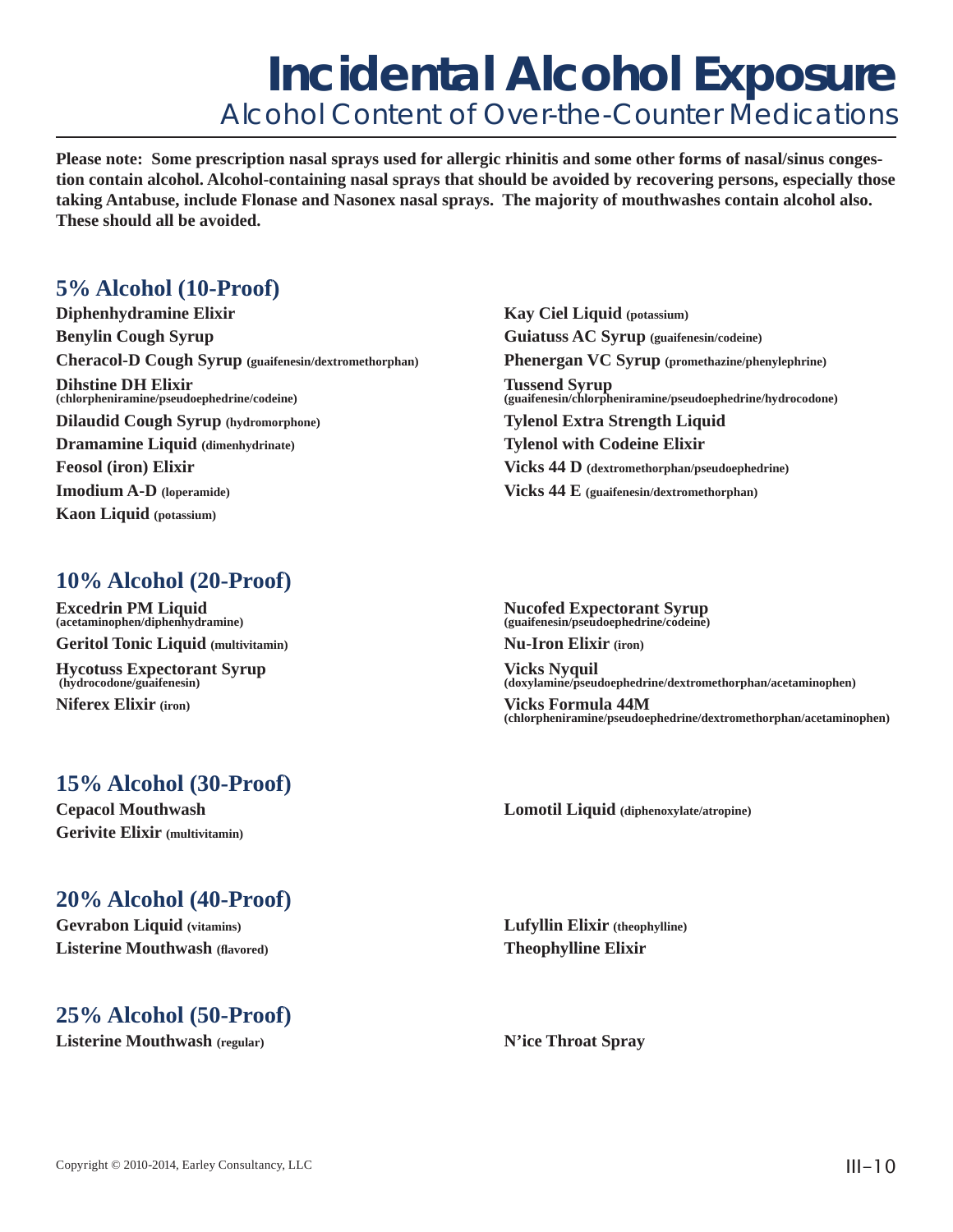# Incidental Alcohol Exposure

## Alcohol Content of Over-the-Counter Medications

**Please note: Some prescription nasal sprays used for allergic rhinitis and some other forms of nasal/sinus congestion contain alcohol. Alcohol-containing nasal sprays that should be avoided by recovering persons, especially those taking Antabuse, include Flonase and Nasonex nasal sprays. The majority of mouthwashes contain alcohol also. These should all be avoided.**

### 5% Alcohol (10-Proof)

- **Diphenhydramine Elixir**
- **Benylin Cough Syrup**
- **Cheracol-D Cough Syrup** (guaifenesin/dextromethorphan)
- **Dihstine DH Elixir** (chlorpheniramine/pseudoephedrine/codeine)
- **Dilaudid Cough Syrup** (hydromorphone)
- **Dramamine Liquid** (dimenhydrinate)
- **Feosol (iron) Elixir**
- **Imodium A-D** (loperamide)
- **Kaon Liquid** (potassium)
- **Kay Ciel Liquid** (potassium)
- **Guiatuss AC Syrup** (guaifenesin/codeine)
- **Phenergan VC Syrup** (promethazine/phenylephrine)
- **Tussend Syrup** (guaifenesin/chlorpheniramine/pseudoephedrine/hydrocodone)
- **Tylenol Extra Strength Liquid**
- **Tylenol with Codeine Elixir**
- **Vicks 44 D** (dextromethorphan/pseudoephedrine)
- **Vicks 44 E** (guaifenesin/dextromethorphan)

### 10% Alcohol (20-Proof)

- **Excedrin PM Liquid** (acetaminophen/diphenhydramine)
- **Geritol Tonic Liquid** (multivitamin)
- **Hycotuss Expectorant Syrup** (hydrocodone/guaifenesin)
- **Niferex Elixir** (iron)
- **Nucofed Expectorant Syrup** (guaifenesin/pseudoephedrine/codeine)
- **Nu-Iron Elixir** (iron)
- **Vicks Nyquil** (doxylamine/pseudoephedrine/dextromethorphan/acetaminophen)
- **Vicks Formula 44M** (chlorpheniramine/pseudoephedrine/dextromethorphan/acetaminophen)

### 15% Alcohol (30-Proof)

- **Cepacol Mouthwash**
- **Gerivite Elixir** (multivitamin)
- **Lomotil Liquid** (diphenoxylate/atropine)

### 20% Alcohol (40-Proof)

- **Gevrabon Liquid** (vitamins)
- **Listerine Mouthwash** (flavored)
- **Lufyllin Elixir** (theophylline)
- **Theophylline Elixir**

### 25% Alcohol (50-Proof)

- **Listerine Mouthwash** (regular)
- **N'ice Throat Spray**

Copyright © 2010-2014, Earley Consultancy, LLC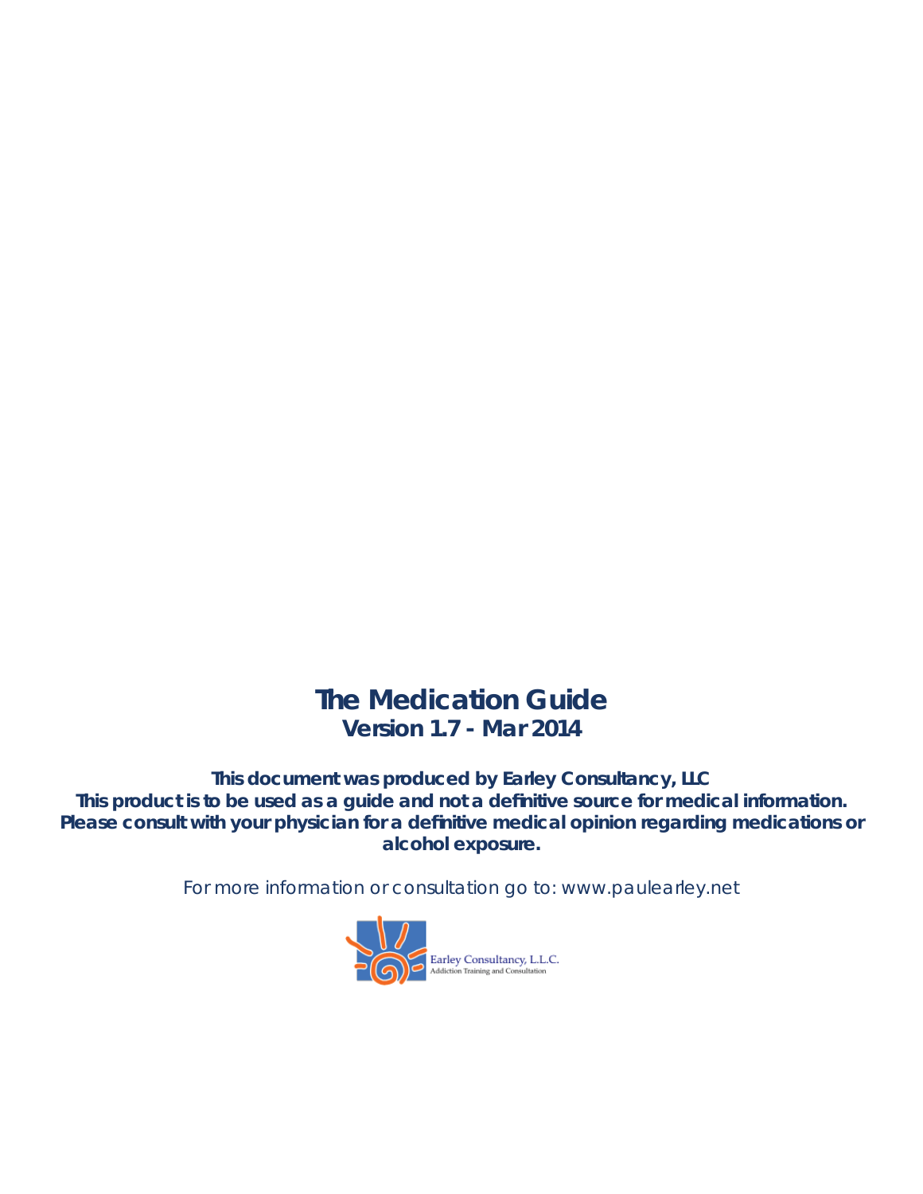# The Medication Guide

## Version 1.7 - Mar 2014

**This document was produced by Earley Consultancy, LLC**
**This product is to be used as a guide and not a definitive source for medical information. Please consult with your physician for a definitive medical opinion regarding medications or alcohol exposure.**

For more information or consultation go to: www.paulearley.net

Earley Consultancy, L.L.C.
Addiction Training and Consultation